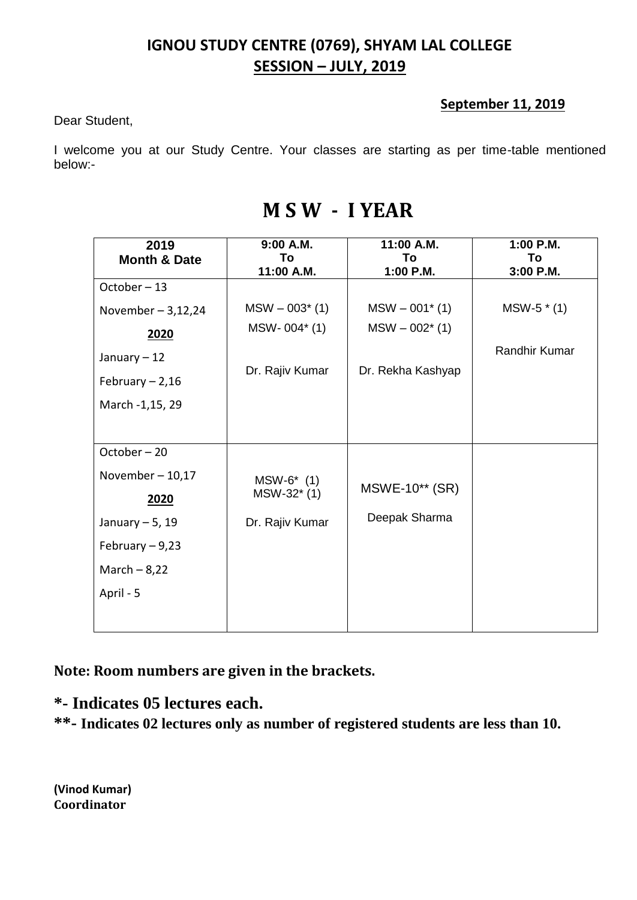# IGNOU STUDY CENTRE (0769), SHYAM LAL COLLEGE

## SESSION – JULY, 2019

**September 11, 2019**

Dear Student,

I welcome you at our Study Centre. Your classes are starting as per time-table mentioned below:-

# M S W - I YEAR

| 2019 Month & Date | 9:00 A.M. To 11:00 A.M. | 11:00 A.M. To 1:00 P.M. | 1:00 P.M. To 3:00 P.M. |
|---|---|---|---|
| October – 13<br>November – 3,12,24<br>**2020**<br>January – 12<br>February – 2,16<br>March -1,15, 29 | MSW – 003* (1)<br>MSW- 004* (1)<br>Dr. Rajiv Kumar | MSW – 001* (1)<br>MSW – 002* (1)<br>Dr. Rekha Kashyap | MSW-5 * (1)<br>Randhir Kumar |
| October – 20<br>November – 10,17<br>**2020**<br>January – 5, 19<br>February – 9,23<br>March – 8,22<br>April - 5 | MSW-6* (1)<br>MSW-32* (1)<br>Dr. Rajiv Kumar | MSWE-10** (SR)<br>Deepak Sharma | |

**Note: Room numbers are given in the brackets.**

**\*- Indicates 05 lectures each.**

**\*\*- Indicates 02 lectures only as number of registered students are less than 10.**

**(Vinod Kumar)**
**Coordinator**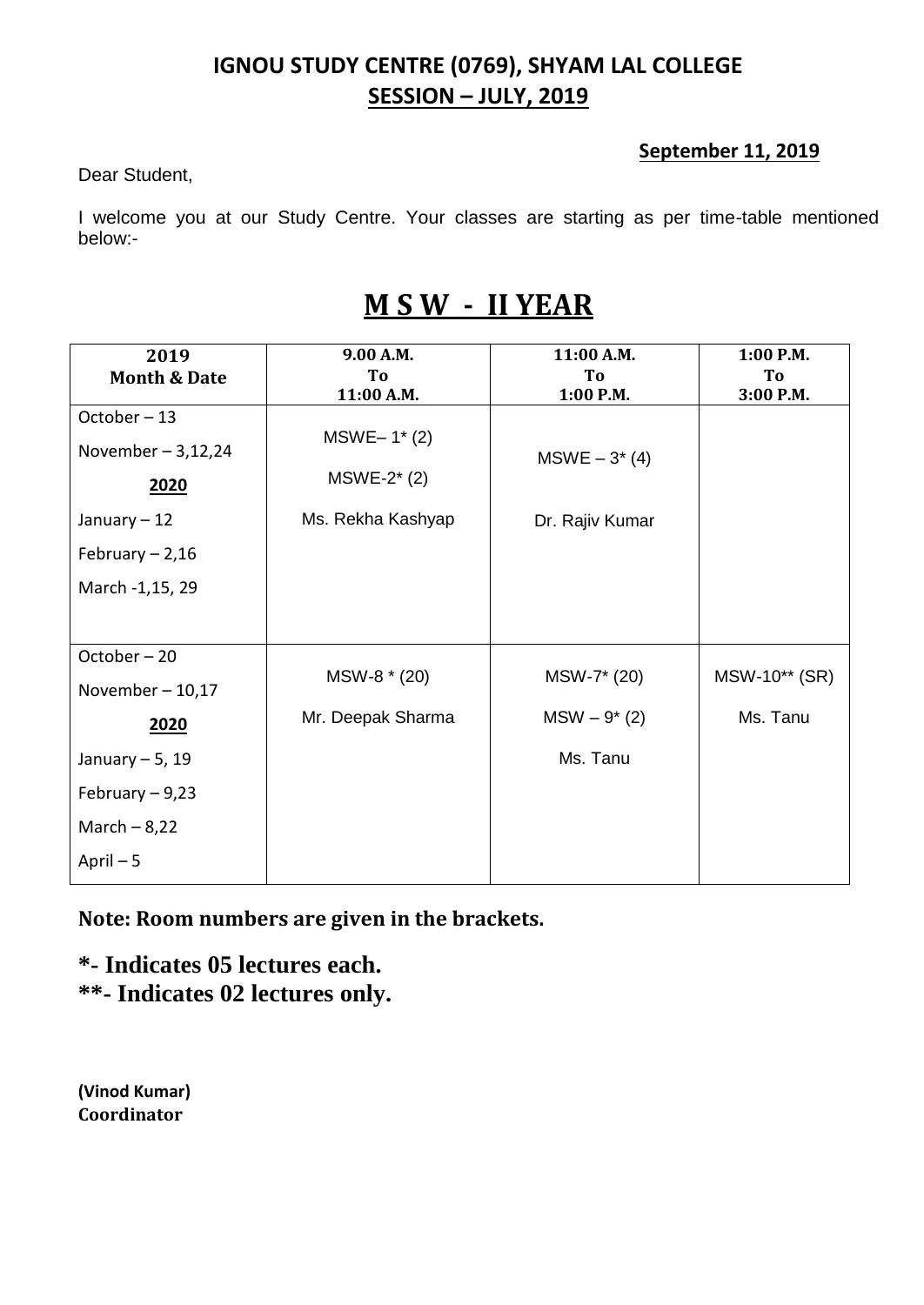## IGNOU STUDY CENTRE (0769), SHYAM LAL COLLEGE
## SESSION – JULY, 2019

**September 11, 2019**

Dear Student,

I welcome you at our Study Centre. Your classes are starting as per time-table mentioned below:-

# M S W - II YEAR

| 2019 Month & Date | 9.00 A.M. To 11:00 A.M. | 11:00 A.M. To 1:00 P.M. | 1:00 P.M. To 3:00 P.M. |
|---|---|---|---|
| October – 13<br>November – 3,12,24<br>**2020**<br>January – 12<br>February – 2,16<br>March -1,15, 29 | MSWE– 1* (2)<br>MSWE-2* (2)<br>Ms. Rekha Kashyap | MSWE – 3* (4)<br>Dr. Rajiv Kumar | |
| October – 20<br>November – 10,17<br>**2020**<br>January – 5, 19<br>February – 9,23<br>March – 8,22<br>April – 5 | MSW-8 * (20)<br>Mr. Deepak Sharma | MSW-7* (20)<br>MSW – 9* (2)<br>Ms. Tanu | MSW-10** (SR)<br>Ms. Tanu |

**Note: Room numbers are given in the brackets.**

**\*- Indicates 05 lectures each.**
**\*\*- Indicates 02 lectures only.**

**(Vinod Kumar)**
**Coordinator**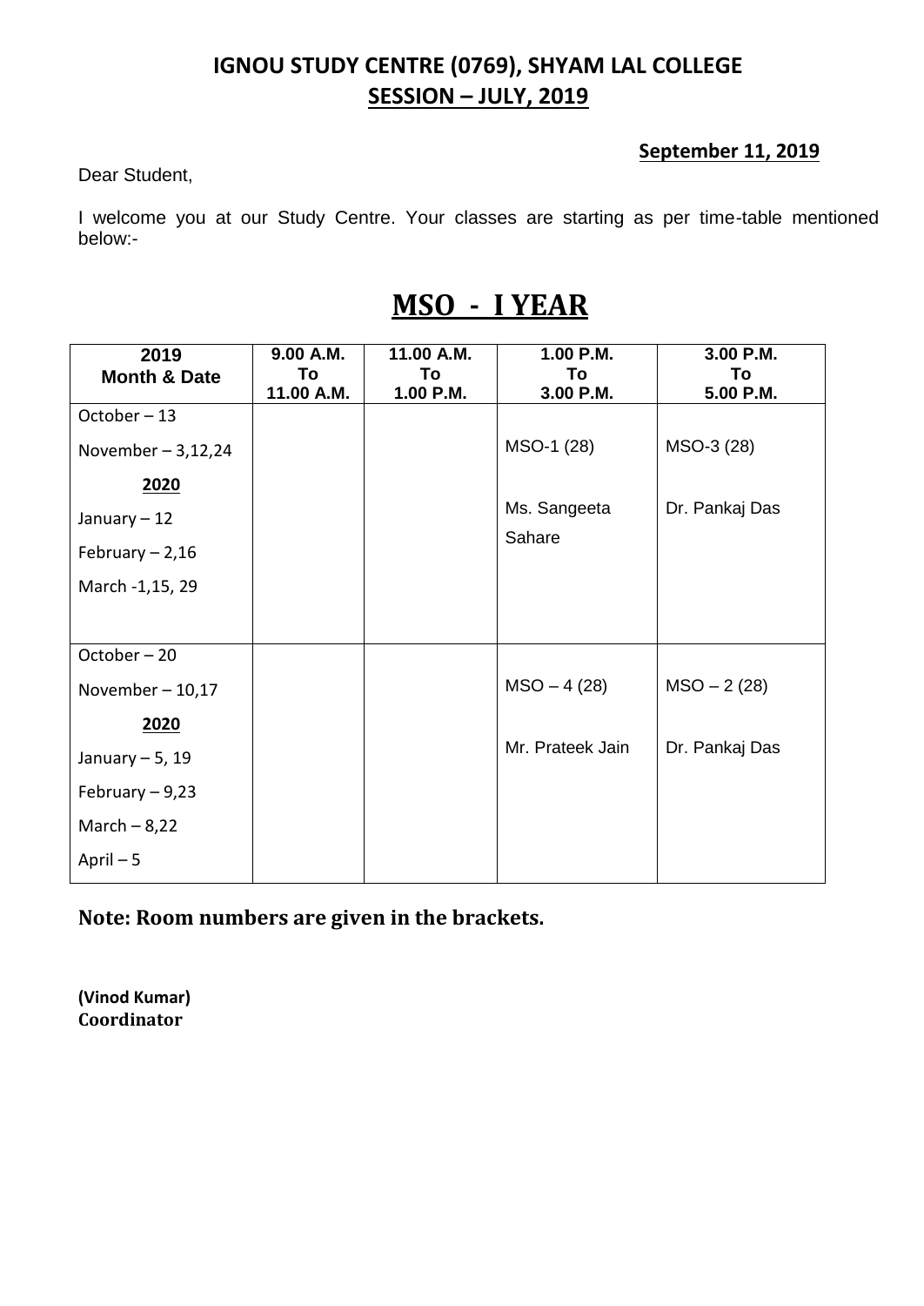## IGNOU STUDY CENTRE (0769), SHYAM LAL COLLEGE

## SESSION – JULY, 2019

**September 11, 2019**

Dear Student,

I welcome you at our Study Centre. Your classes are starting as per time-table mentioned below:-

# MSO - I YEAR

| 2019 Month & Date | 9.00 A.M. To 11.00 A.M. | 11.00 A.M. To 1.00 P.M. | 1.00 P.M. To 3.00 P.M. | 3.00 P.M. To 5.00 P.M. |
|---|---|---|---|---|
| October – 13<br>November – 3,12,24<br>**2020**<br>January – 12<br>February – 2,16<br>March -1,15, 29 | | | MSO-1 (28)<br><br>Ms. Sangeeta Sahare | MSO-3 (28)<br><br>Dr. Pankaj Das |
| October – 20<br>November – 10,17<br>**2020**<br>January – 5, 19<br>February – 9,23<br>March – 8,22<br>April – 5 | | | MSO – 4 (28)<br><br>Mr. Prateek Jain | MSO – 2 (28)<br><br>Dr. Pankaj Das |

**Note: Room numbers are given in the brackets.**

**(Vinod Kumar)**
**Coordinator**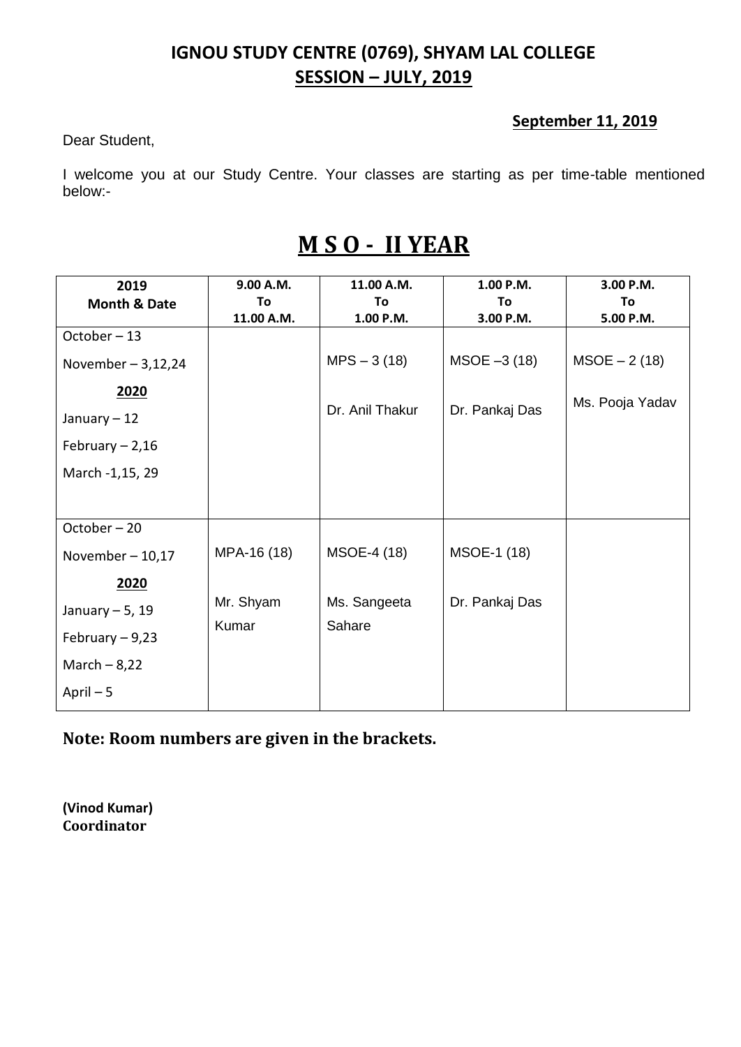## IGNOU STUDY CENTRE (0769), SHYAM LAL COLLEGE

## SESSION – JULY, 2019

**September 11, 2019**

Dear Student,

I welcome you at our Study Centre. Your classes are starting as per time-table mentioned below:-

# M S O - II YEAR

| 2019 Month & Date | 9.00 A.M. To 11.00 A.M. | 11.00 A.M. To 1.00 P.M. | 1.00 P.M. To 3.00 P.M. | 3.00 P.M. To 5.00 P.M. |
|---|---|---|---|---|
| October – 13<br>November – 3,12,24<br>**2020**<br>January – 12<br>February – 2,16<br>March -1,15, 29 | | MPS – 3 (18)<br>Dr. Anil Thakur | MSOE –3 (18)<br>Dr. Pankaj Das | MSOE – 2 (18)<br>Ms. Pooja Yadav |
| October – 20<br>November – 10,17<br>**2020**<br>January – 5, 19<br>February – 9,23<br>March – 8,22<br>April – 5 | MPA-16 (18)<br>Mr. Shyam Kumar | MSOE-4 (18)<br>Ms. Sangeeta Sahare | MSOE-1 (18)<br>Dr. Pankaj Das | |

**Note: Room numbers are given in the brackets.**

**(Vinod Kumar)**
**Coordinator**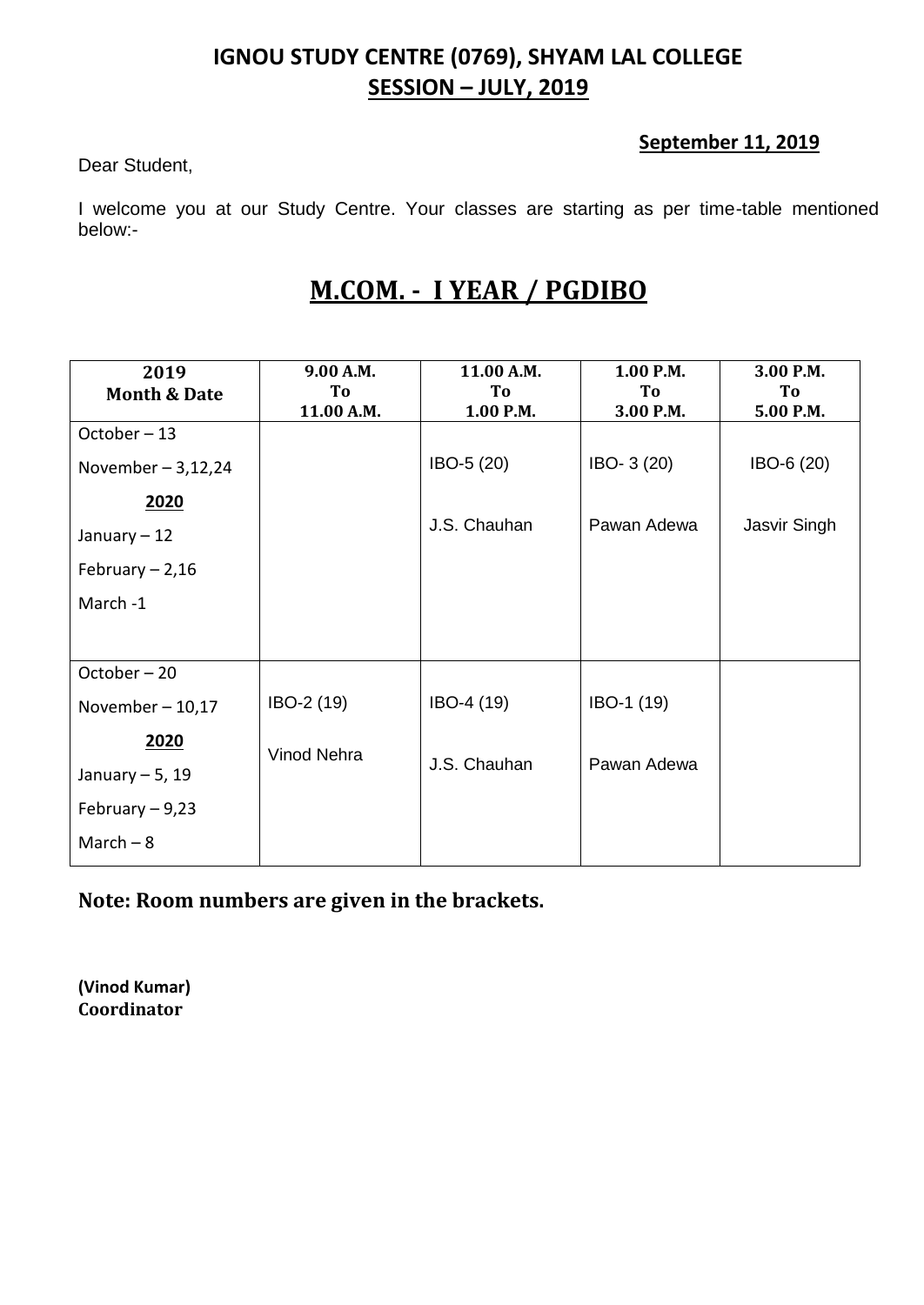## IGNOU STUDY CENTRE (0769), SHYAM LAL COLLEGE
## SESSION – JULY, 2019

**September 11, 2019**

Dear Student,

I welcome you at our Study Centre. Your classes are starting as per time-table mentioned below:-

# M.COM. - I YEAR / PGDIBO

| 2019 Month & Date | 9.00 A.M. To 11.00 A.M. | 11.00 A.M. To 1.00 P.M. | 1.00 P.M. To 3.00 P.M. | 3.00 P.M. To 5.00 P.M. |
|---|---|---|---|---|
| October – 13<br>November – 3,12,24<br>**2020**<br>January – 12<br>February – 2,16<br>March -1 | | IBO-5 (20)<br>J.S. Chauhan | IBO- 3 (20)<br>Pawan Adewa | IBO-6 (20)<br>Jasvir Singh |
| October – 20<br>November – 10,17<br>**2020**<br>January – 5, 19<br>February – 9,23<br>March – 8 | IBO-2 (19)<br>Vinod Nehra | IBO-4 (19)<br>J.S. Chauhan | IBO-1 (19)<br>Pawan Adewa | |

**Note: Room numbers are given in the brackets.**

**(Vinod Kumar)**
**Coordinator**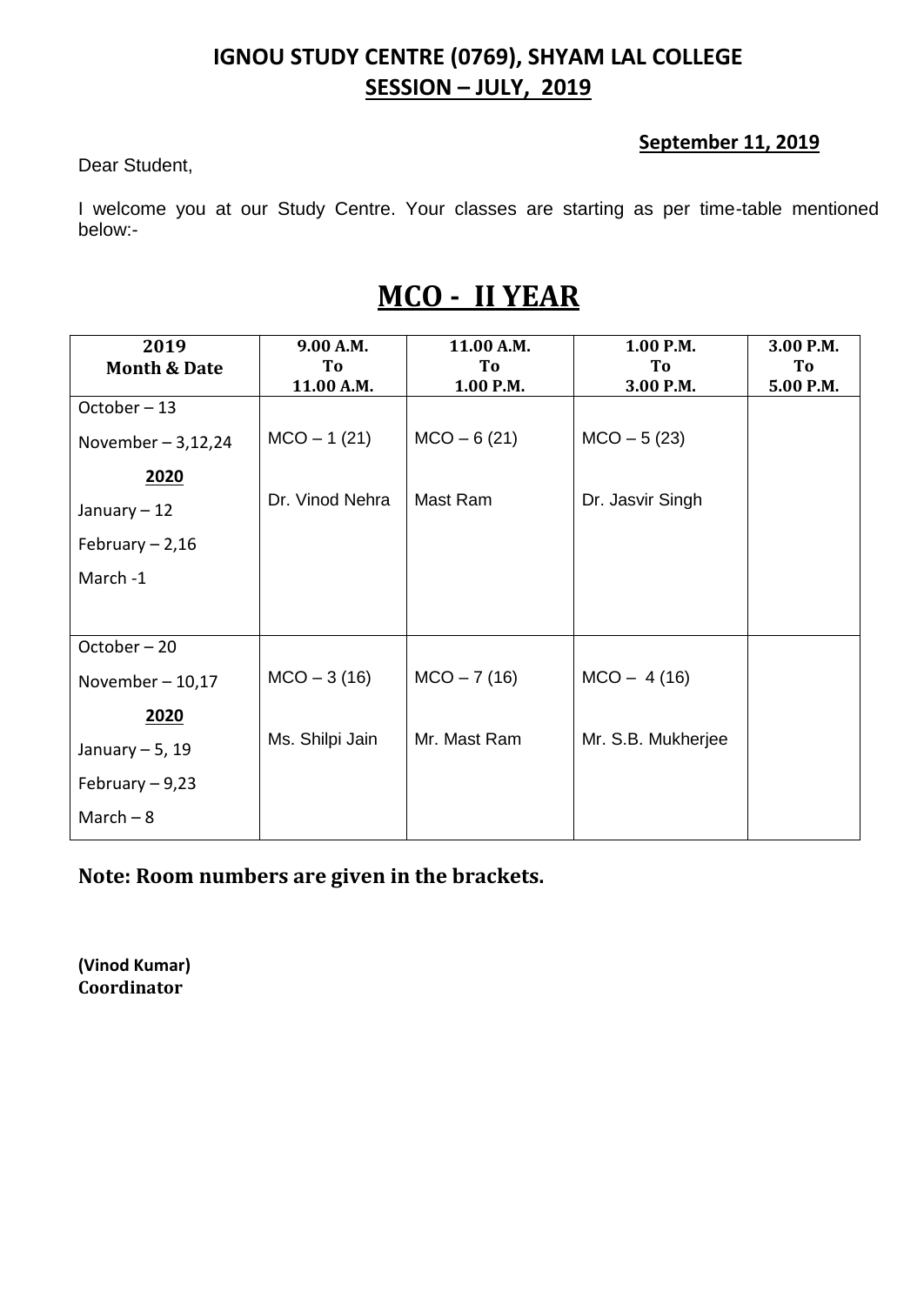## IGNOU STUDY CENTRE (0769), SHYAM LAL COLLEGE
## SESSION – JULY, 2019

**September 11, 2019**

Dear Student,

I welcome you at our Study Centre. Your classes are starting as per time-table mentioned below:-

# MCO - II YEAR

| 2019 Month & Date | 9.00 A.M. To 11.00 A.M. | 11.00 A.M. To 1.00 P.M. | 1.00 P.M. To 3.00 P.M. | 3.00 P.M. To 5.00 P.M. |
|---|---|---|---|---|
| October – 13<br>November – 3,12,24<br>**2020**<br>January – 12<br>February – 2,16<br>March -1 | MCO – 1 (21)<br>Dr. Vinod Nehra | MCO – 6 (21)<br>Mast Ram | MCO – 5 (23)<br>Dr. Jasvir Singh | |
| October – 20<br>November – 10,17<br>**2020**<br>January – 5, 19<br>February – 9,23<br>March – 8 | MCO – 3 (16)<br>Ms. Shilpi Jain | MCO – 7 (16)<br>Mr. Mast Ram | MCO – 4 (16)<br>Mr. S.B. Mukherjee | |

**Note: Room numbers are given in the brackets.**

**(Vinod Kumar)**
**Coordinator**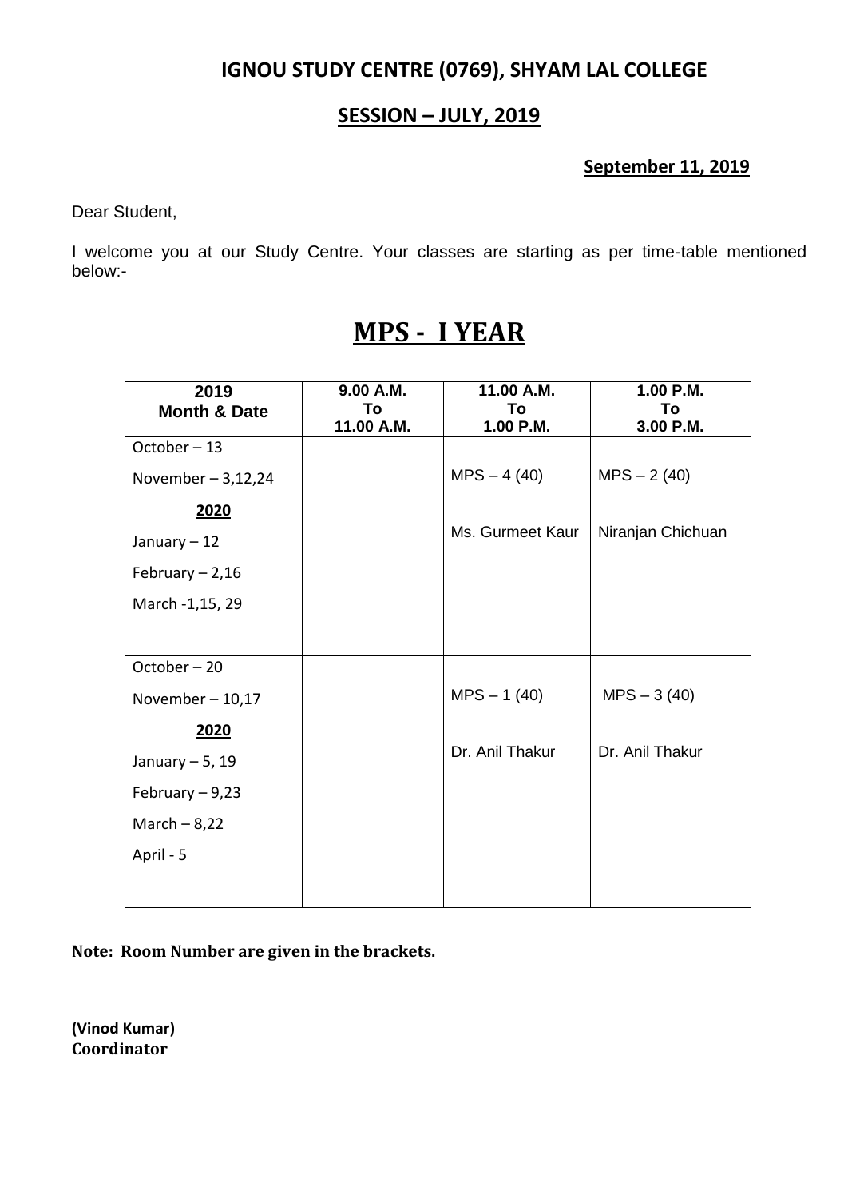## IGNOU STUDY CENTRE (0769), SHYAM LAL COLLEGE

## SESSION – JULY, 2019

**September 11, 2019**

Dear Student,

I welcome you at our Study Centre. Your classes are starting as per time-table mentioned below:-

# MPS - I YEAR

| 2019 Month & Date | 9.00 A.M. To 11.00 A.M. | 11.00 A.M. To 1.00 P.M. | 1.00 P.M. To 3.00 P.M. |
|---|---|---|---|
| October – 13<br>November – 3,12,24<br>**2020**<br>January – 12<br>February – 2,16<br>March -1,15, 29 | | MPS – 4 (40)<br>Ms. Gurmeet Kaur | MPS – 2 (40)<br>Niranjan Chichuan |
| October – 20<br>November – 10,17<br>**2020**<br>January – 5, 19<br>February – 9,23<br>March – 8,22<br>April - 5 | | MPS – 1 (40)<br>Dr. Anil Thakur | MPS – 3 (40)<br>Dr. Anil Thakur |

**Note: Room Number are given in the brackets.**

**(Vinod Kumar)**
**Coordinator**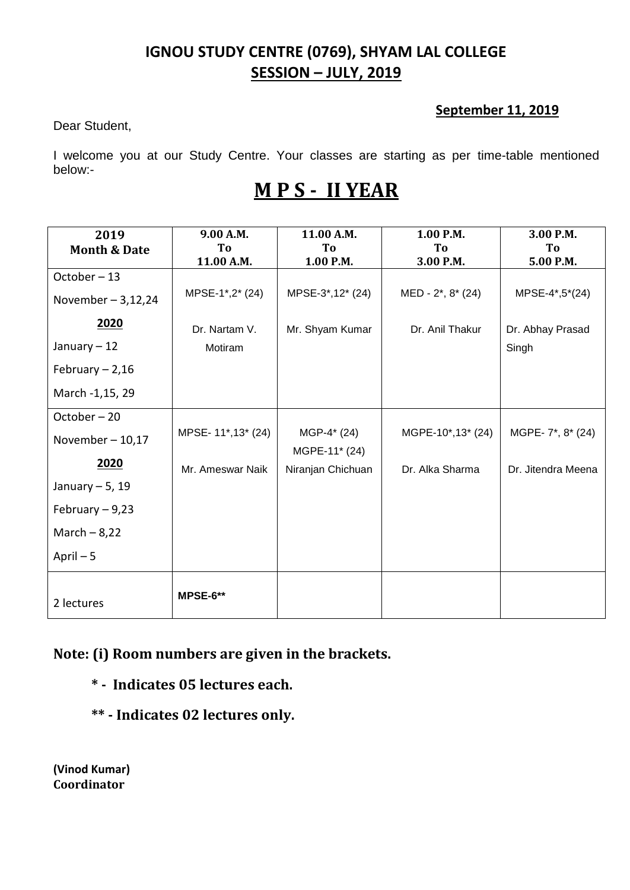## IGNOU STUDY CENTRE (0769), SHYAM LAL COLLEGE
## SESSION – JULY, 2019

**September 11, 2019**

Dear Student,

I welcome you at our Study Centre. Your classes are starting as per time-table mentioned below:-

# M P S - II YEAR

| 2019 Month & Date | 9.00 A.M. To 11.00 A.M. | 11.00 A.M. To 1.00 P.M. | 1.00 P.M. To 3.00 P.M. | 3.00 P.M. To 5.00 P.M. |
|---|---|---|---|---|
| October – 13<br>November – 3,12,24<br>**2020**<br>January – 12<br>February – 2,16<br>March -1,15, 29 | MPSE-1*,2* (24)<br>Dr. Nartam V. Motiram | MPSE-3*,12* (24)<br>Mr. Shyam Kumar | MED - 2*, 8* (24)<br>Dr. Anil Thakur | MPSE-4*,5*(24)<br>Dr. Abhay Prasad Singh |
| October – 20<br>November – 10,17<br>**2020**<br>January – 5, 19<br>February – 9,23<br>March – 8,22<br>April – 5 | MPSE- 11*,13* (24)<br>Mr. Ameswar Naik | MGP-4* (24)<br>MGPE-11* (24)<br>Niranjan Chichuan | MGPE-10*,13* (24)<br>Dr. Alka Sharma | MGPE- 7*, 8* (24)<br>Dr. Jitendra Meena |
| 2 lectures | **MPSE-6**** | | | |

**Note: (i) Room numbers are given in the brackets.**

**\* - Indicates 05 lectures each.**

**\*\* - Indicates 02 lectures only.**

**(Vinod Kumar)**
**Coordinator**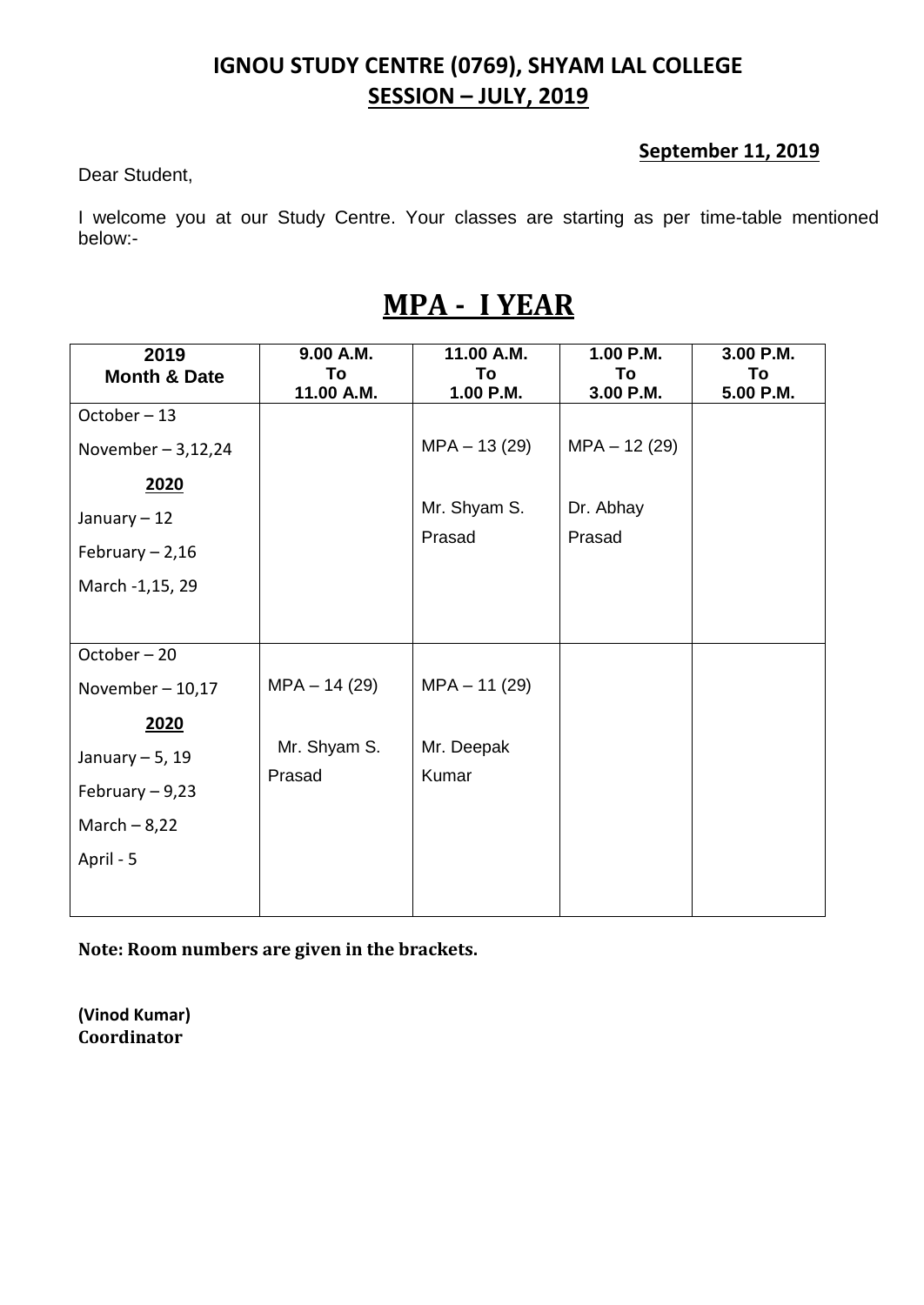# IGNOU STUDY CENTRE (0769), SHYAM LAL COLLEGE

## SESSION – JULY, 2019

**September 11, 2019**

Dear Student,

I welcome you at our Study Centre. Your classes are starting as per time-table mentioned below:-

# MPA - I YEAR

| 2019 Month & Date | 9.00 A.M. To 11.00 A.M. | 11.00 A.M. To 1.00 P.M. | 1.00 P.M. To 3.00 P.M. | 3.00 P.M. To 5.00 P.M. |
|---|---|---|---|---|
| October – 13<br>November – 3,12,24<br>**2020**<br>January – 12<br>February – 2,16<br>March -1,15, 29 | | MPA – 13 (29)<br><br>Mr. Shyam S. Prasad | MPA – 12 (29)<br><br>Dr. Abhay Prasad | |
| October – 20<br>November – 10,17<br>**2020**<br>January – 5, 19<br>February – 9,23<br>March – 8,22<br>April - 5 | MPA – 14 (29)<br><br>Mr. Shyam S. Prasad | MPA – 11 (29)<br><br>Mr. Deepak Kumar | | |

**Note: Room numbers are given in the brackets.**

**(Vinod Kumar)**
**Coordinator**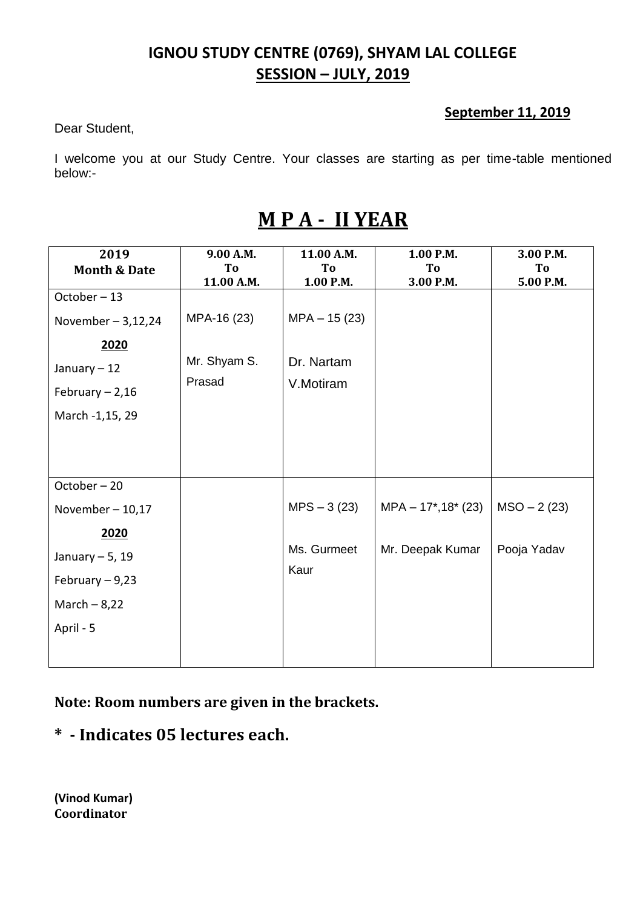## IGNOU STUDY CENTRE (0769), SHYAM LAL COLLEGE
## SESSION – JULY, 2019

**September 11, 2019**

Dear Student,

I welcome you at our Study Centre. Your classes are starting as per time-table mentioned below:-

# M P A - II YEAR

| 2019 Month & Date | 9.00 A.M. To 11.00 A.M. | 11.00 A.M. To 1.00 P.M. | 1.00 P.M. To 3.00 P.M. | 3.00 P.M. To 5.00 P.M. |
|---|---|---|---|---|
| October – 13<br>November – 3,12,24<br>**2020**<br>January – 12<br>February – 2,16<br>March -1,15, 29 | MPA-16 (23)<br><br>Mr. Shyam S. Prasad | MPA – 15 (23)<br><br>Dr. Nartam V.Motiram | | |
| October – 20<br>November – 10,17<br>**2020**<br>January – 5, 19<br>February – 9,23<br>March – 8,22<br>April - 5 | | MPS – 3 (23)<br><br>Ms. Gurmeet Kaur | MPA – 17*,18* (23)<br><br>Mr. Deepak Kumar | MSO – 2 (23)<br><br>Pooja Yadav |

**Note: Room numbers are given in the brackets.**

**\* - Indicates 05 lectures each.**

**(Vinod Kumar)**
**Coordinator**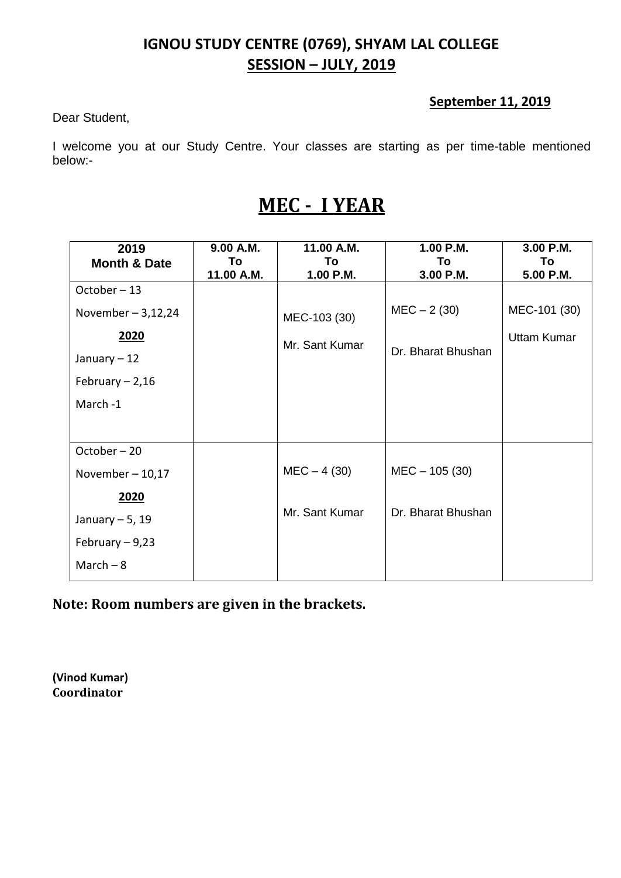## IGNOU STUDY CENTRE (0769), SHYAM LAL COLLEGE

## SESSION – JULY, 2019

**September 11, 2019**

Dear Student,

I welcome you at our Study Centre. Your classes are starting as per time-table mentioned below:-

# MEC - I YEAR

| 2019 Month & Date | 9.00 A.M. To 11.00 A.M. | 11.00 A.M. To 1.00 P.M. | 1.00 P.M. To 3.00 P.M. | 3.00 P.M. To 5.00 P.M. |
|---|---|---|---|---|
| October – 13<br>November – 3,12,24<br>**2020**<br>January – 12<br>February – 2,16<br>March -1 | | MEC-103 (30)<br>Mr. Sant Kumar | MEC – 2 (30)<br>Dr. Bharat Bhushan | MEC-101 (30)<br>Uttam Kumar |
| October – 20<br>November – 10,17<br>**2020**<br>January – 5, 19<br>February – 9,23<br>March – 8 | | MEC – 4 (30)<br>Mr. Sant Kumar | MEC – 105 (30)<br>Dr. Bharat Bhushan | |

**Note: Room numbers are given in the brackets.**

**(Vinod Kumar)**
**Coordinator**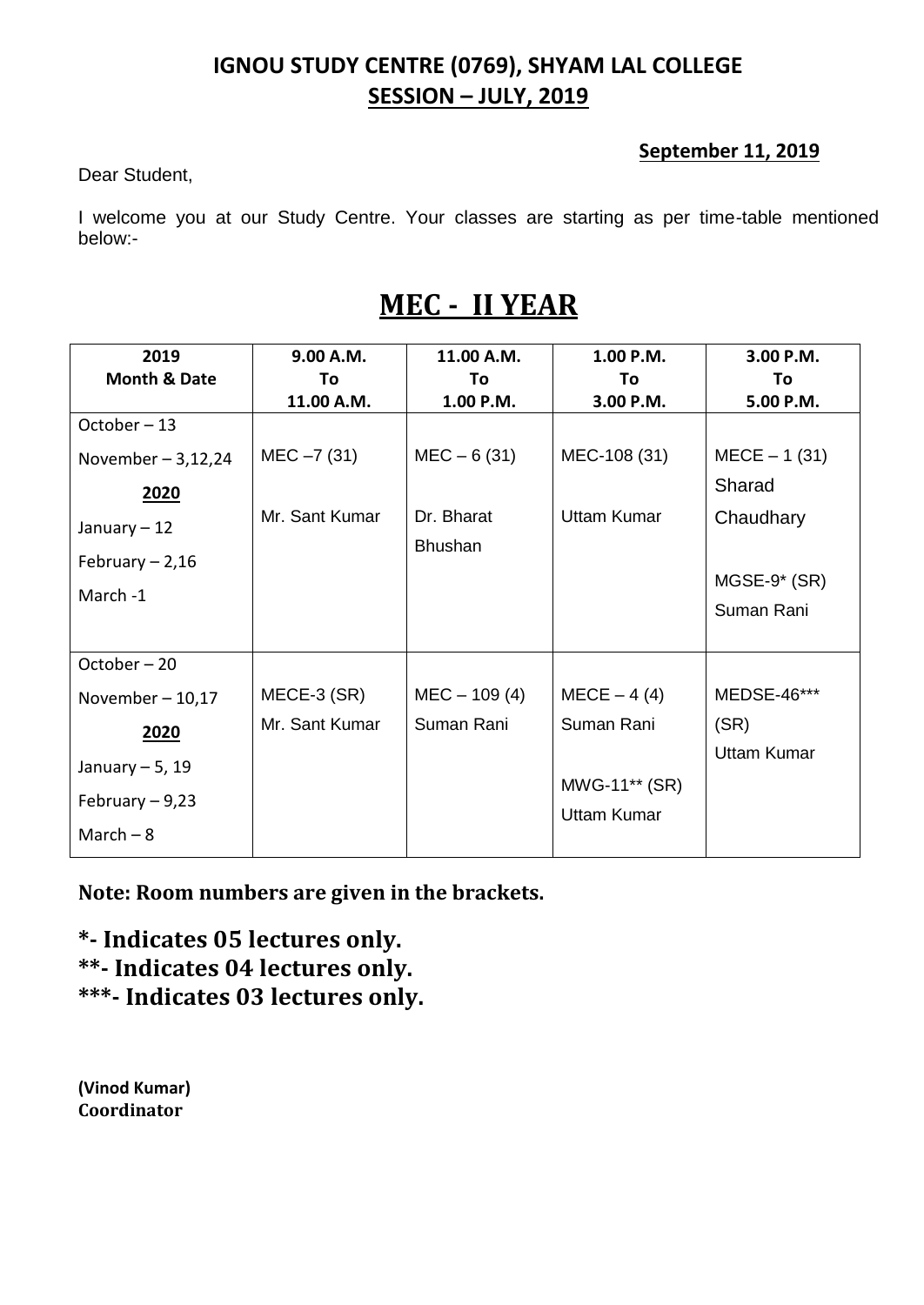## IGNOU STUDY CENTRE (0769), SHYAM LAL COLLEGE

## SESSION – JULY, 2019

**September 11, 2019**

Dear Student,

I welcome you at our Study Centre. Your classes are starting as per time-table mentioned below:-

# MEC - II YEAR

| 2019 Month & Date | 9.00 A.M. To 11.00 A.M. | 11.00 A.M. To 1.00 P.M. | 1.00 P.M. To 3.00 P.M. | 3.00 P.M. To 5.00 P.M. |
|---|---|---|---|---|
| October – 13<br>November – 3,12,24<br>**2020**<br>January – 12<br>February – 2,16<br>March -1 | MEC –7 (31)<br>Mr. Sant Kumar | MEC – 6 (31)<br>Dr. Bharat Bhushan | MEC-108 (31)<br>Uttam Kumar | MECE – 1 (31)<br>Sharad Chaudhary<br>MGSE-9* (SR)<br>Suman Rani |
| October – 20<br>November – 10,17<br>**2020**<br>January – 5, 19<br>February – 9,23<br>March – 8 | MECE-3 (SR)<br>Mr. Sant Kumar | MEC – 109 (4)<br>Suman Rani | MECE – 4 (4)<br>Suman Rani<br>MWG-11** (SR)<br>Uttam Kumar | MEDSE-46***<br>(SR)<br>Uttam Kumar |

**Note: Room numbers are given in the brackets.**

**\*- Indicates 05 lectures only.**

**\*\*- Indicates 04 lectures only.**

**\*\*\*- Indicates 03 lectures only.**

**(Vinod Kumar)**
**Coordinator**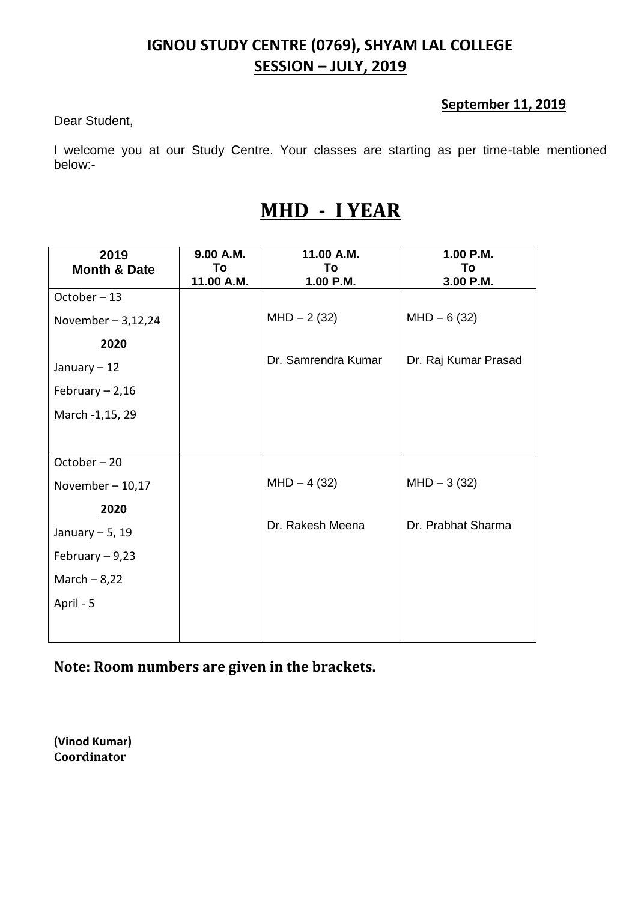## IGNOU STUDY CENTRE (0769), SHYAM LAL COLLEGE

## SESSION – JULY, 2019

**September 11, 2019**

Dear Student,

I welcome you at our Study Centre. Your classes are starting as per time-table mentioned below:-

# MHD - I YEAR

| 2019 Month & Date | 9.00 A.M. To 11.00 A.M. | 11.00 A.M. To 1.00 P.M. | 1.00 P.M. To 3.00 P.M. |
|---|---|---|---|
| October – 13<br>November – 3,12,24<br>**2020**<br>January – 12<br>February – 2,16<br>March -1,15, 29 | | MHD – 2 (32)<br>Dr. Samrendra Kumar | MHD – 6 (32)<br>Dr. Raj Kumar Prasad |
| October – 20<br>November – 10,17<br>**2020**<br>January – 5, 19<br>February – 9,23<br>March – 8,22<br>April - 5 | | MHD – 4 (32)<br>Dr. Rakesh Meena | MHD – 3 (32)<br>Dr. Prabhat Sharma |

**Note: Room numbers are given in the brackets.**

**(Vinod Kumar)**
**Coordinator**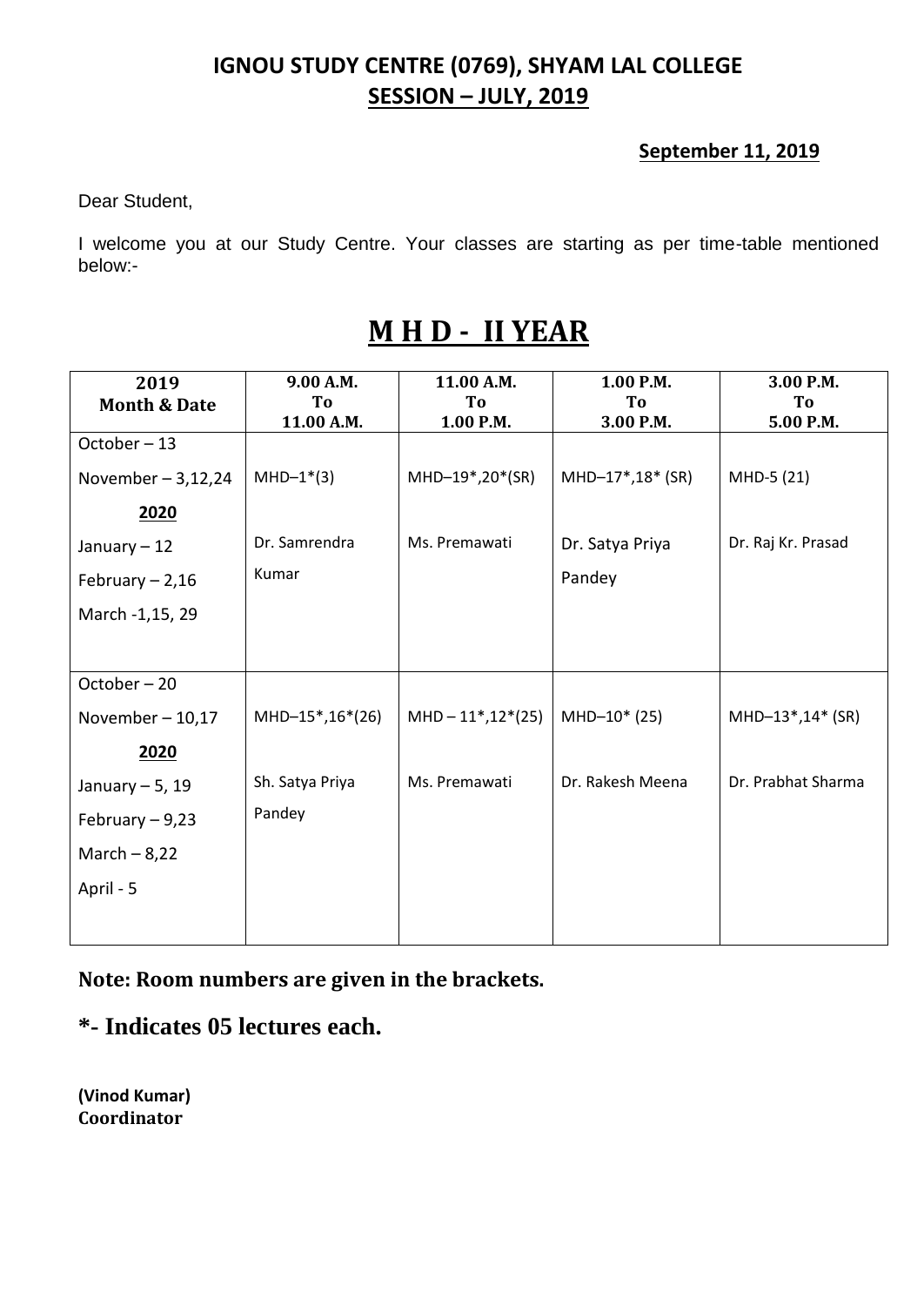# IGNOU STUDY CENTRE (0769), SHYAM LAL COLLEGE

## SESSION – JULY, 2019

**September 11, 2019**

Dear Student,

I welcome you at our Study Centre. Your classes are starting as per time-table mentioned below:-

# M H D - II YEAR

| 2019 Month & Date | 9.00 A.M. To 11.00 A.M. | 11.00 A.M. To 1.00 P.M. | 1.00 P.M. To 3.00 P.M. | 3.00 P.M. To 5.00 P.M. |
|---|---|---|---|---|
| October – 13<br>November – 3,12,24<br>**2020**<br>January – 12<br>February – 2,16<br>March -1,15, 29 | MHD–1*(3)<br>Dr. Samrendra Kumar | MHD–19*,20*(SR)<br>Ms. Premawati | MHD–17*,18* (SR)<br>Dr. Satya Priya Pandey | MHD-5 (21)<br>Dr. Raj Kr. Prasad |
| October – 20<br>November – 10,17<br>**2020**<br>January – 5, 19<br>February – 9,23<br>March – 8,22<br>April - 5 | MHD–15*,16*(26)<br>Sh. Satya Priya Pandey | MHD – 11*,12*(25)<br>Ms. Premawati | MHD–10* (25)<br>Dr. Rakesh Meena | MHD–13*,14* (SR)<br>Dr. Prabhat Sharma |

**Note: Room numbers are given in the brackets.**

**\*- Indicates 05 lectures each.**

**(Vinod Kumar)**
**Coordinator**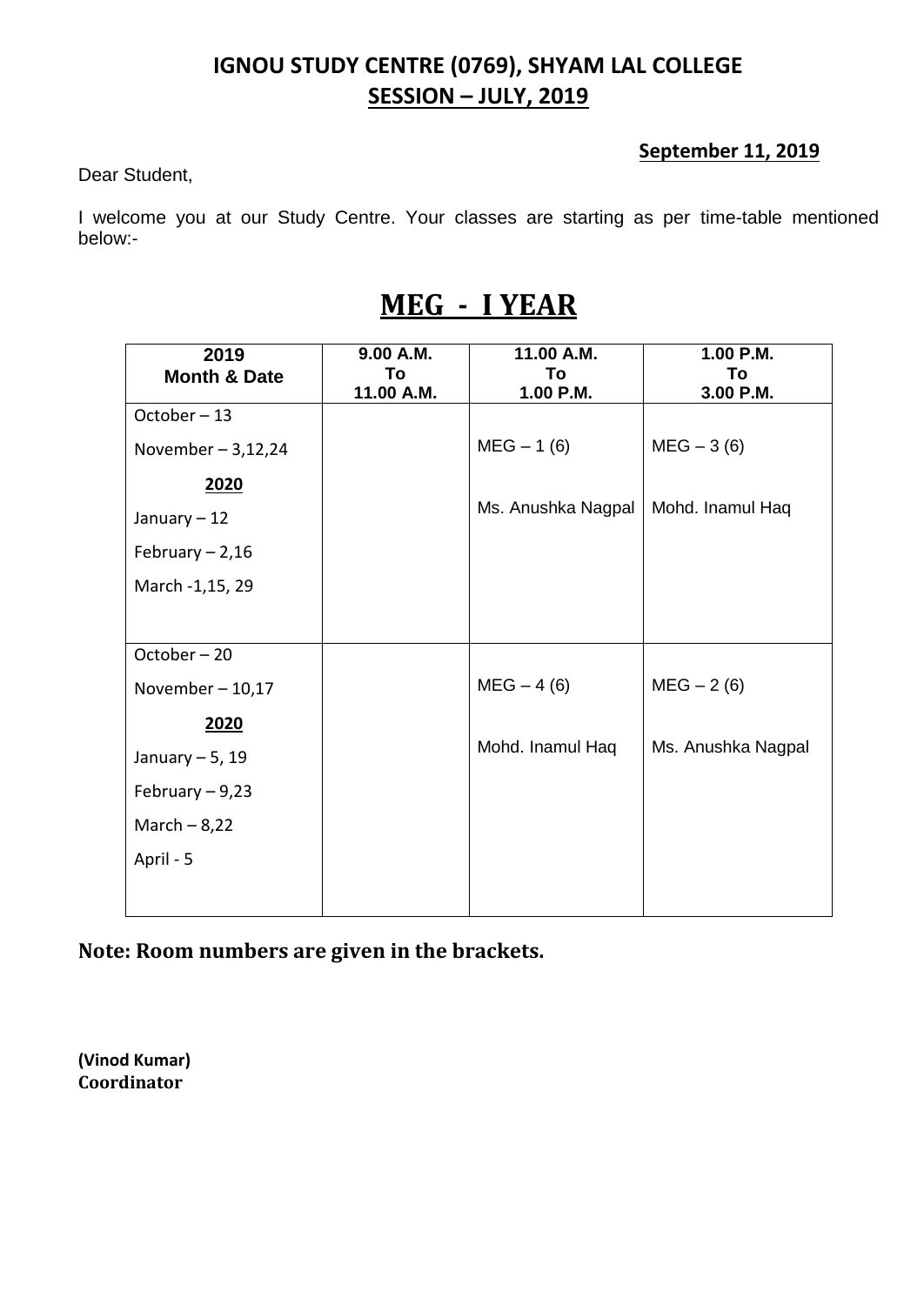# IGNOU STUDY CENTRE (0769), SHYAM LAL COLLEGE

## SESSION – JULY, 2019

**September 11, 2019**

Dear Student,

I welcome you at our Study Centre. Your classes are starting as per time-table mentioned below:-

# MEG - I YEAR

| 2019 Month & Date | 9.00 A.M. To 11.00 A.M. | 11.00 A.M. To 1.00 P.M. | 1.00 P.M. To 3.00 P.M. |
|---|---|---|---|
| October – 13<br>November – 3,12,24<br>**2020**<br>January – 12<br>February – 2,16<br>March -1,15, 29 | | MEG – 1 (6)<br><br>Ms. Anushka Nagpal | MEG – 3 (6)<br><br>Mohd. Inamul Haq |
| October – 20<br>November – 10,17<br>**2020**<br>January – 5, 19<br>February – 9,23<br>March – 8,22<br>April - 5 | | MEG – 4 (6)<br><br>Mohd. Inamul Haq | MEG – 2 (6)<br><br>Ms. Anushka Nagpal |

**Note: Room numbers are given in the brackets.**

**(Vinod Kumar)**
**Coordinator**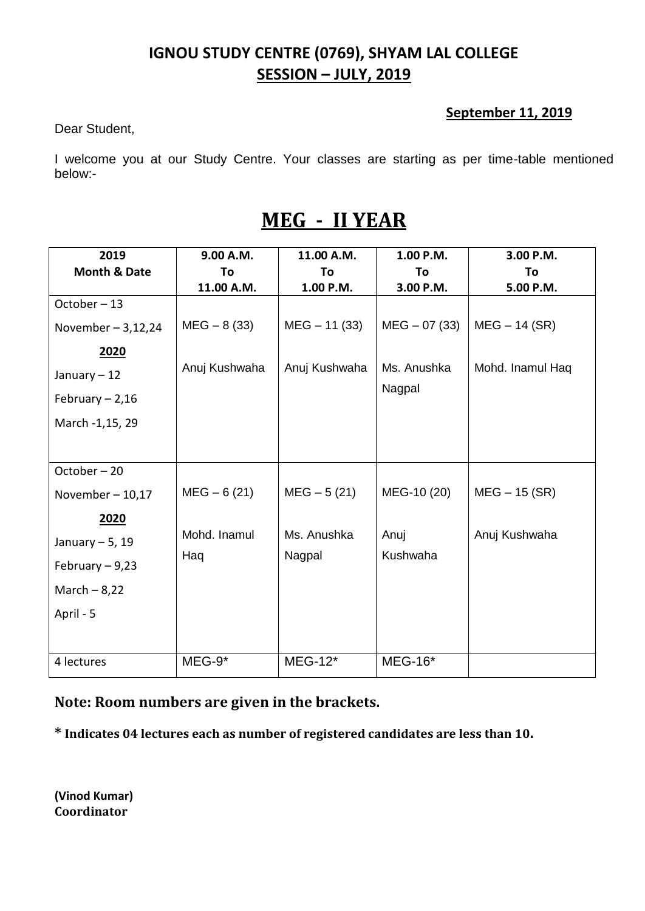## IGNOU STUDY CENTRE (0769), SHYAM LAL COLLEGE
## SESSION – JULY, 2019

**September 11, 2019**

Dear Student,

I welcome you at our Study Centre. Your classes are starting as per time-table mentioned below:-

# MEG - II YEAR

| 2019 Month & Date | 9.00 A.M. To 11.00 A.M. | 11.00 A.M. To 1.00 P.M. | 1.00 P.M. To 3.00 P.M. | 3.00 P.M. To 5.00 P.M. |
|---|---|---|---|---|
| October – 13<br>November – 3,12,24<br>**2020**<br>January – 12<br>February – 2,16<br>March -1,15, 29 | MEG – 8 (33)<br>Anuj Kushwaha | MEG – 11 (33)<br>Anuj Kushwaha | MEG – 07 (33)<br>Ms. Anushka Nagpal | MEG – 14 (SR)<br>Mohd. Inamul Haq |
| October – 20<br>November – 10,17<br>**2020**<br>January – 5, 19<br>February – 9,23<br>March – 8,22<br>April - 5 | MEG – 6 (21)<br>Mohd. Inamul Haq | MEG – 5 (21)<br>Ms. Anushka Nagpal | MEG-10 (20)<br>Anuj Kushwaha | MEG – 15 (SR)<br>Anuj Kushwaha |
| 4 lectures | MEG-9* | MEG-12* | MEG-16* | |

**Note: Room numbers are given in the brackets.**

**\* Indicates 04 lectures each as number of registered candidates are less than 10.**

**(Vinod Kumar)**
**Coordinator**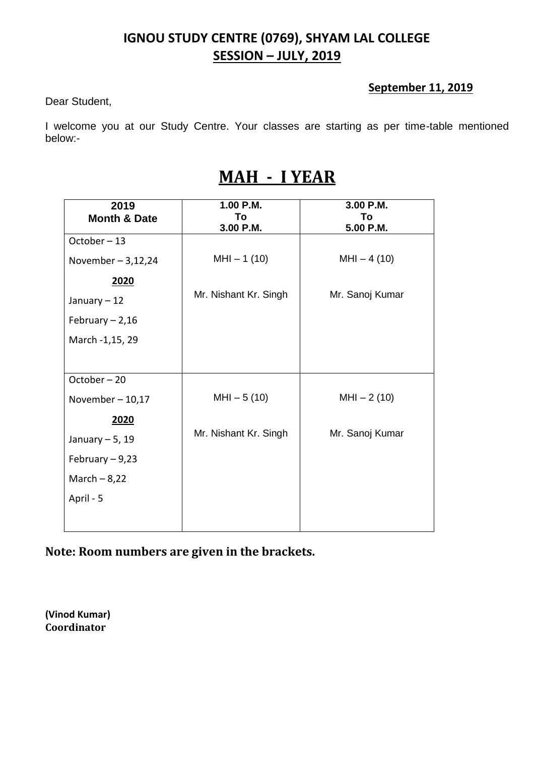## IGNOU STUDY CENTRE (0769), SHYAM LAL COLLEGE

## SESSION – JULY, 2019

**September 11, 2019**

Dear Student,

I welcome you at our Study Centre. Your classes are starting as per time-table mentioned below:-

# MAH - I YEAR

| 2019 Month & Date | 1.00 P.M. To 3.00 P.M. | 3.00 P.M. To 5.00 P.M. |
|---|---|---|
| October – 13<br>November – 3,12,24<br>**2020**<br>January – 12<br>February – 2,16<br>March -1,15, 29 | MHI – 1 (10)<br>Mr. Nishant Kr. Singh | MHI – 4 (10)<br>Mr. Sanoj Kumar |
| October – 20<br>November – 10,17<br>**2020**<br>January – 5, 19<br>February – 9,23<br>March – 8,22<br>April - 5 | MHI – 5 (10)<br>Mr. Nishant Kr. Singh | MHI – 2 (10)<br>Mr. Sanoj Kumar |

**Note: Room numbers are given in the brackets.**

**(Vinod Kumar)**
**Coordinator**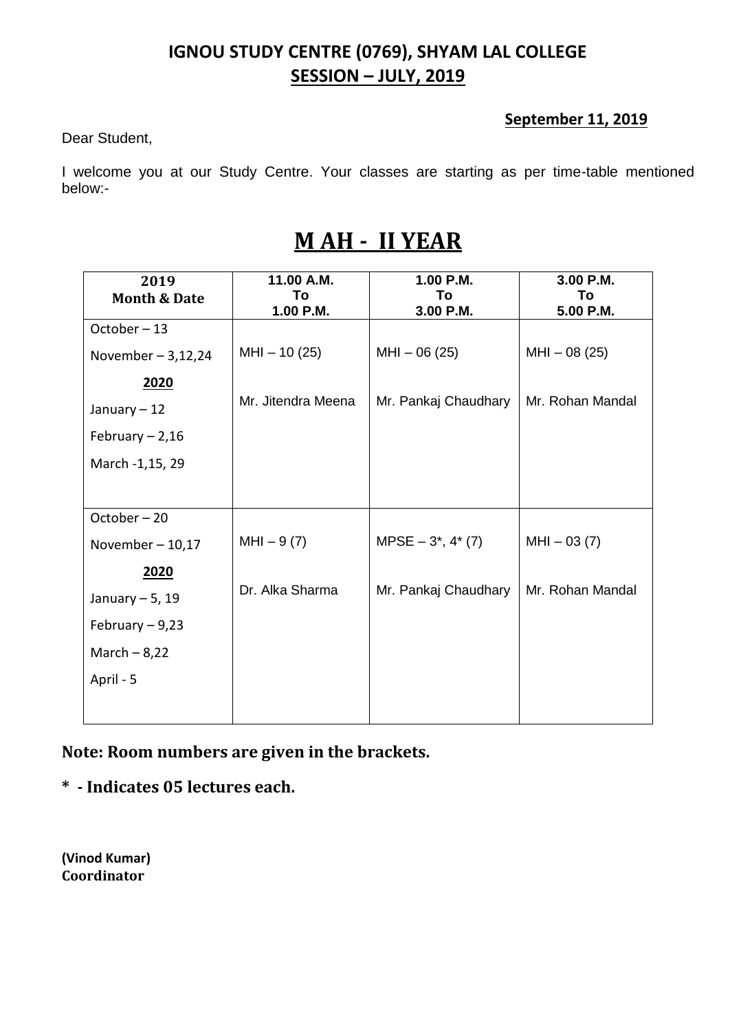# IGNOU STUDY CENTRE (0769), SHYAM LAL COLLEGE

## SESSION – JULY, 2019

**September 11, 2019**

Dear Student,

I welcome you at our Study Centre. Your classes are starting as per time-table mentioned below:-

# M AH - II YEAR

| 2019 Month & Date | 11.00 A.M. To 1.00 P.M. | 1.00 P.M. To 3.00 P.M. | 3.00 P.M. To 5.00 P.M. |
|---|---|---|---|
| October – 13<br>November – 3,12,24<br>**2020**<br>January – 12<br>February – 2,16<br>March -1,15, 29 | MHI – 10 (25)<br><br>Mr. Jitendra Meena | MHI – 06 (25)<br><br>Mr. Pankaj Chaudhary | MHI – 08 (25)<br><br>Mr. Rohan Mandal |
| October – 20<br>November – 10,17<br>**2020**<br>January – 5, 19<br>February – 9,23<br>March – 8,22<br>April - 5 | MHI – 9 (7)<br><br>Dr. Alka Sharma | MPSE – 3*, 4* (7)<br><br>Mr. Pankaj Chaudhary | MHI – 03 (7)<br><br>Mr. Rohan Mandal |

**Note: Room numbers are given in the brackets.**

**\* - Indicates 05 lectures each.**

**(Vinod Kumar)**
**Coordinator**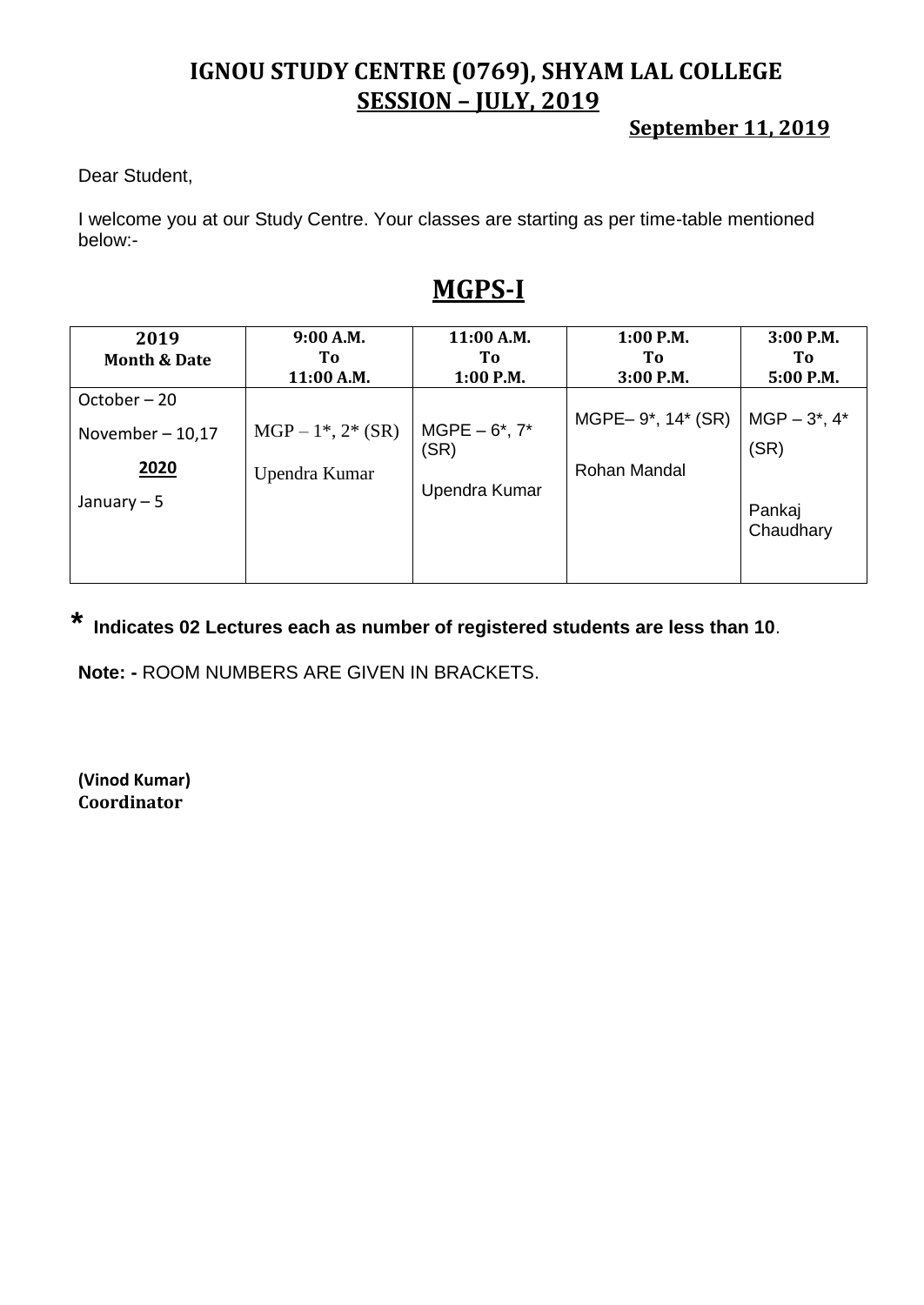# IGNOU STUDY CENTRE (0769), SHYAM LAL COLLEGE

## SESSION – JULY, 2019

**September 11, 2019**

Dear Student,

I welcome you at our Study Centre. Your classes are starting as per time-table mentioned below:-

## MGPS-I

| 2019 Month & Date | 9:00 A.M. To 11:00 A.M. | 11:00 A.M. To 1:00 P.M. | 1:00 P.M. To 3:00 P.M. | 3:00 P.M. To 5:00 P.M. |
|---|---|---|---|---|
| October – 20<br>November – 10,17<br>**2020**<br>January – 5 | MGP – 1*, 2* (SR)<br>Upendra Kumar | MGPE – 6*, 7* (SR)<br>Upendra Kumar | MGPE– 9*, 14* (SR)<br>Rohan Mandal | MGP – 3*, 4* (SR)<br>Pankaj Chaudhary |

**\* Indicates 02 Lectures each as number of registered students are less than 10**.

**Note: -** ROOM NUMBERS ARE GIVEN IN BRACKETS.

**(Vinod Kumar)**
**Coordinator**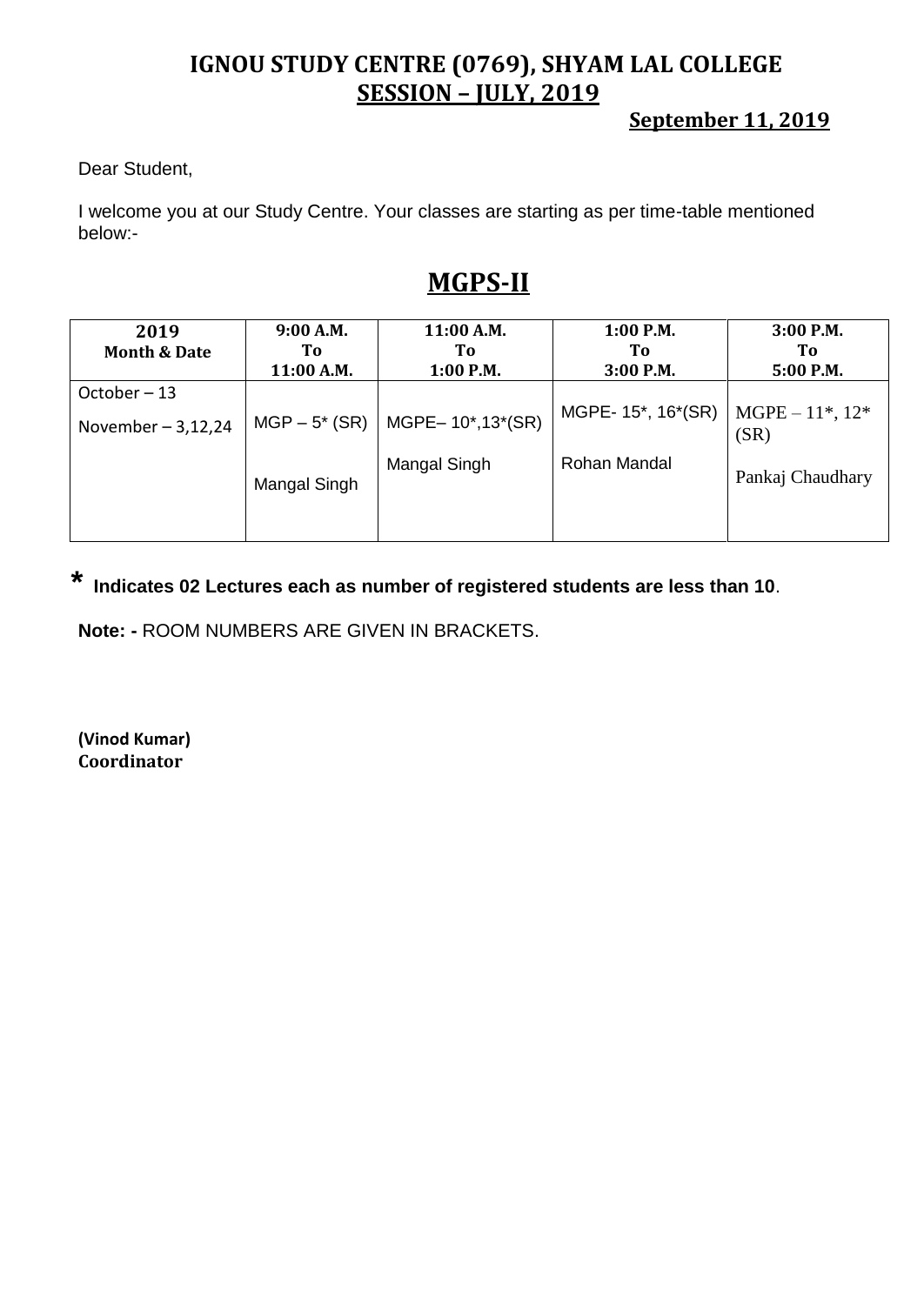# IGNOU STUDY CENTRE (0769), SHYAM LAL COLLEGE

## SESSION – JULY, 2019

**September 11, 2019**

Dear Student,

I welcome you at our Study Centre. Your classes are starting as per time-table mentioned below:-

## MGPS-II

| 2019<br>Month & Date | 9:00 A.M.<br>To<br>11:00 A.M. | 11:00 A.M.<br>To<br>1:00 P.M. | 1:00 P.M.<br>To<br>3:00 P.M. | 3:00 P.M.<br>To<br>5:00 P.M. |
|---|---|---|---|---|
| October – 13<br>November – 3,12,24 | MGP – 5* (SR)<br><br>Mangal Singh | MGPE– 10*,13*(SR)<br><br>Mangal Singh | MGPE- 15*, 16*(SR)<br><br>Rohan Mandal | MGPE – 11*, 12* (SR)<br><br>Pankaj Chaudhary |

**\* Indicates 02 Lectures each as number of registered students are less than 10**.

**Note: -** ROOM NUMBERS ARE GIVEN IN BRACKETS.

**(Vinod Kumar)**
**Coordinator**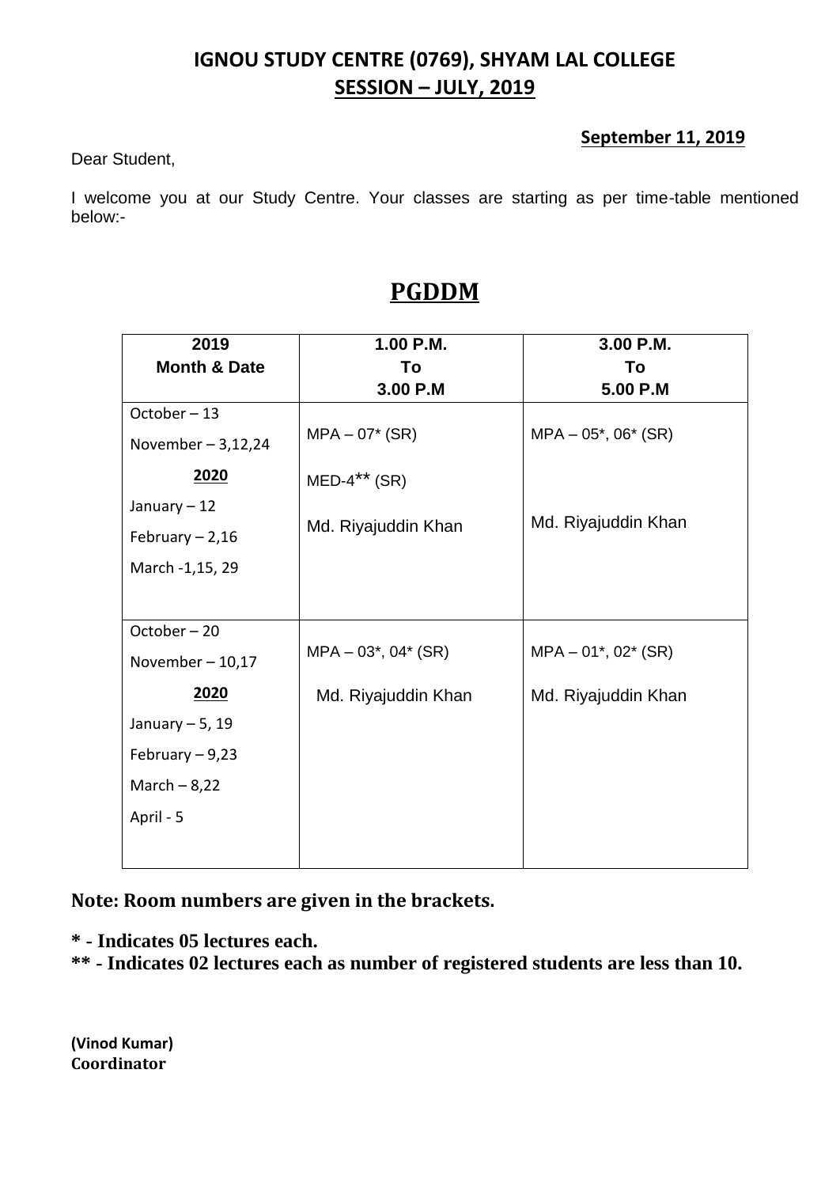## IGNOU STUDY CENTRE (0769), SHYAM LAL COLLEGE

## SESSION – JULY, 2019

**September 11, 2019**

Dear Student,

I welcome you at our Study Centre. Your classes are starting as per time-table mentioned below:-

# PGDDM

| 2019 Month & Date | 1.00 P.M. To 3.00 P.M | 3.00 P.M. To 5.00 P.M |
|---|---|---|
| October – 13<br>November – 3,12,24<br>**2020**<br>January – 12<br>February – 2,16<br>March -1,15, 29 | MPA – 07* (SR)<br>MED-4** (SR)<br>Md. Riyajuddin Khan | MPA – 05*, 06* (SR)<br>Md. Riyajuddin Khan |
| October – 20<br>November – 10,17<br>**2020**<br>January – 5, 19<br>February – 9,23<br>March – 8,22<br>April - 5 | MPA – 03*, 04* (SR)<br>Md. Riyajuddin Khan | MPA – 01*, 02* (SR)<br>Md. Riyajuddin Khan |

**Note: Room numbers are given in the brackets.**

**\* - Indicates 05 lectures each.**

**\*\* - Indicates 02 lectures each as number of registered students are less than 10.**

**(Vinod Kumar)**
**Coordinator**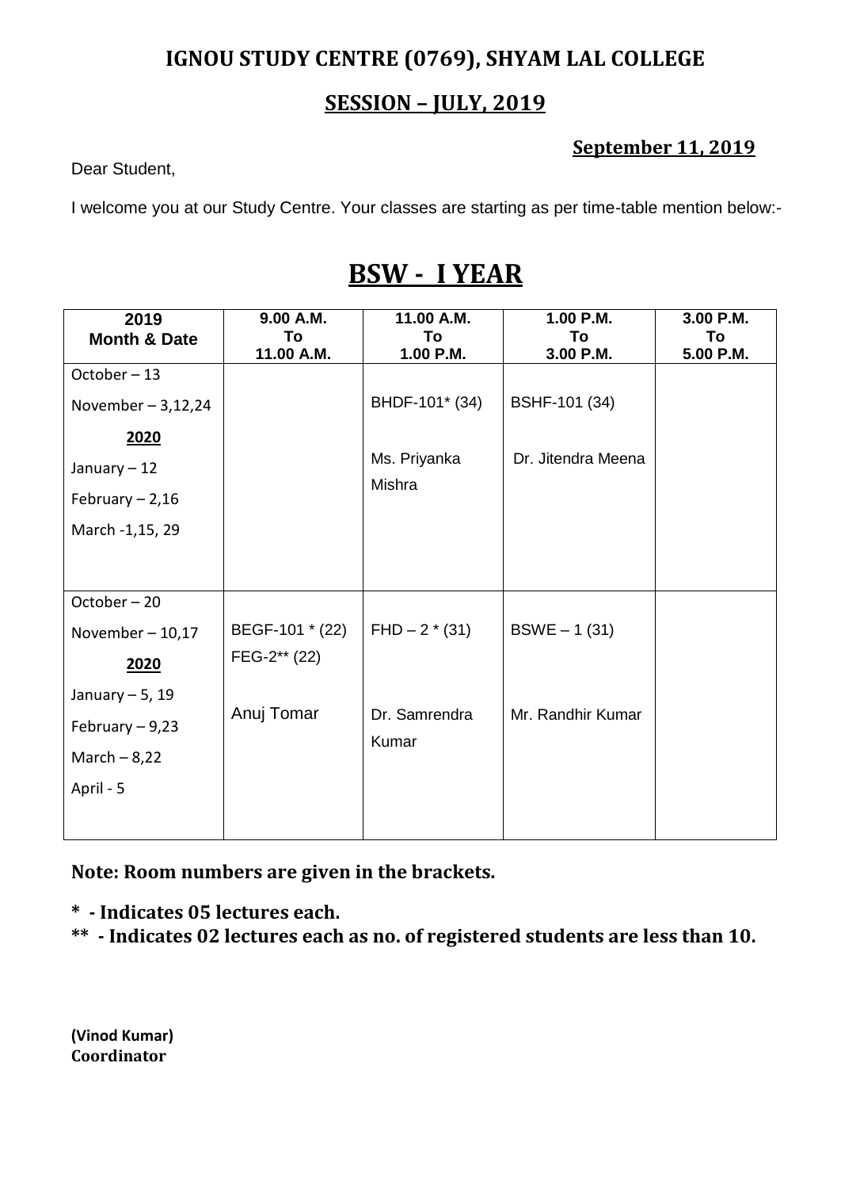## IGNOU STUDY CENTRE (0769), SHYAM LAL COLLEGE

## SESSION – JULY, 2019

**September 11, 2019**

Dear Student,

I welcome you at our Study Centre. Your classes are starting as per time-table mention below:-

# BSW - I YEAR

| 2019 Month & Date | 9.00 A.M. To 11.00 A.M. | 11.00 A.M. To 1.00 P.M. | 1.00 P.M. To 3.00 P.M. | 3.00 P.M. To 5.00 P.M. |
|---|---|---|---|---|
| October – 13<br>November – 3,12,24<br>**2020**<br>January – 12<br>February – 2,16<br>March -1,15, 29 | | BHDF-101* (34)<br><br>Ms. Priyanka Mishra | BSHF-101 (34)<br><br>Dr. Jitendra Meena | |
| October – 20<br>November – 10,17<br>**2020**<br>January – 5, 19<br>February – 9,23<br>March – 8,22<br>April - 5 | BEGF-101 * (22)<br>FEG-2** (22)<br><br>Anuj Tomar | FHD – 2 * (31)<br><br>Dr. Samrendra Kumar | BSWE – 1 (31)<br><br>Mr. Randhir Kumar | |

**Note: Room numbers are given in the brackets.**

**\* - Indicates 05 lectures each.**

**\*\* - Indicates 02 lectures each as no. of registered students are less than 10.**

**(Vinod Kumar)**
**Coordinator**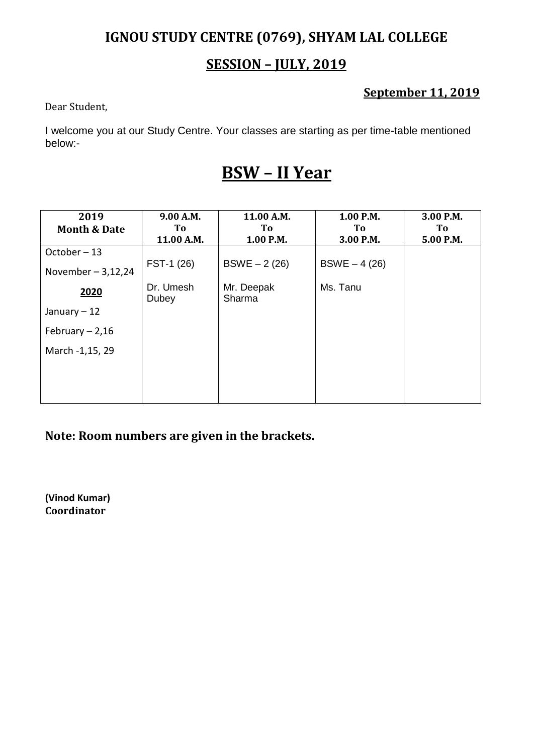## IGNOU STUDY CENTRE (0769), SHYAM LAL COLLEGE

## SESSION – JULY, 2019

**September 11, 2019**

Dear Student,

I welcome you at our Study Centre. Your classes are starting as per time-table mentioned below:-

# BSW – II Year

| 2019 Month & Date | 9.00 A.M. To 11.00 A.M. | 11.00 A.M. To 1.00 P.M. | 1.00 P.M. To 3.00 P.M. | 3.00 P.M. To 5.00 P.M. |
|---|---|---|---|---|
| October – 13<br>November – 3,12,24<br>**2020**<br>January – 12<br>February – 2,16<br>March -1,15, 29 | FST-1 (26)<br>Dr. Umesh Dubey | BSWE – 2 (26)<br>Mr. Deepak Sharma | BSWE – 4 (26)<br>Ms. Tanu | |

**Note: Room numbers are given in the brackets.**

**(Vinod Kumar)**
**Coordinator**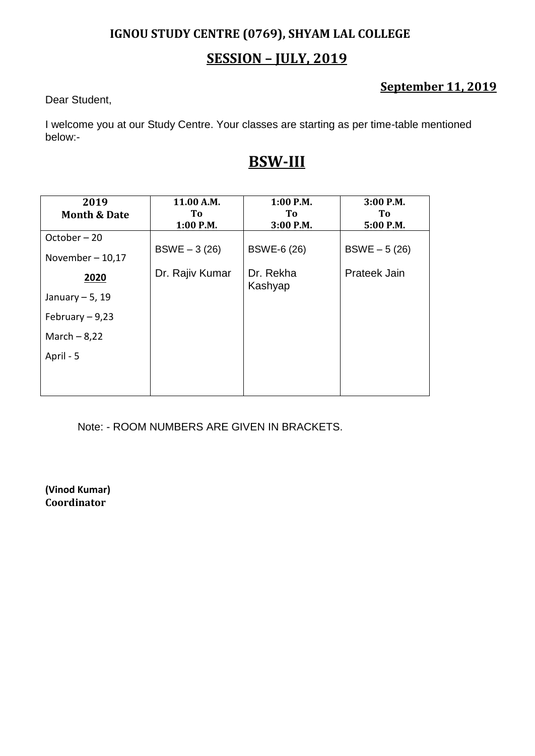**IGNOU STUDY CENTRE (0769), SHYAM LAL COLLEGE**

## SESSION – JULY, 2019

**September 11, 2019**

Dear Student,

I welcome you at our Study Centre. Your classes are starting as per time-table mentioned below:-

# BSW-III

| 2019 Month & Date | 11.00 A.M. To 1:00 P.M. | 1:00 P.M. To 3:00 P.M. | 3:00 P.M. To 5:00 P.M. |
|---|---|---|---|
| October – 20<br>November – 10,17<br>**2020**<br>January – 5, 19<br>February – 9,23<br>March – 8,22<br>April - 5 | BSWE – 3 (26)<br><br>Dr. Rajiv Kumar | BSWE-6 (26)<br><br>Dr. Rekha Kashyap | BSWE – 5 (26)<br><br>Prateek Jain |

Note: - ROOM NUMBERS ARE GIVEN IN BRACKETS.

**(Vinod Kumar)**
**Coordinator**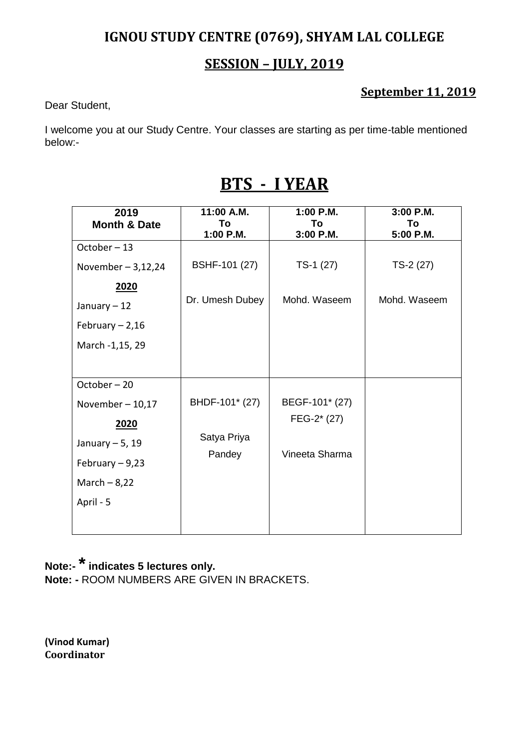## IGNOU STUDY CENTRE (0769), SHYAM LAL COLLEGE

## SESSION – JULY, 2019

**September 11, 2019**

Dear Student,

I welcome you at our Study Centre. Your classes are starting as per time-table mentioned below:-

# BTS - I YEAR

| 2019 Month & Date | 11:00 A.M. To 1:00 P.M. | 1:00 P.M. To 3:00 P.M. | 3:00 P.M. To 5:00 P.M. |
|---|---|---|---|
| October – 13<br>November – 3,12,24<br>**2020**<br>January – 12<br>February – 2,16<br>March -1,15, 29 | BSHF-101 (27)<br><br>Dr. Umesh Dubey | TS-1 (27)<br><br>Mohd. Waseem | TS-2 (27)<br><br>Mohd. Waseem |
| October – 20<br>November – 10,17<br>**2020**<br>January – 5, 19<br>February – 9,23<br>March – 8,22<br>April - 5 | BHDF-101* (27)<br><br>Satya Priya Pandey | BEGF-101* (27)<br>FEG-2* (27)<br><br>Vineeta Sharma | |

**Note:- * indicates 5 lectures only.**
**Note: -** ROOM NUMBERS ARE GIVEN IN BRACKETS.

**(Vinod Kumar)**
**Coordinator**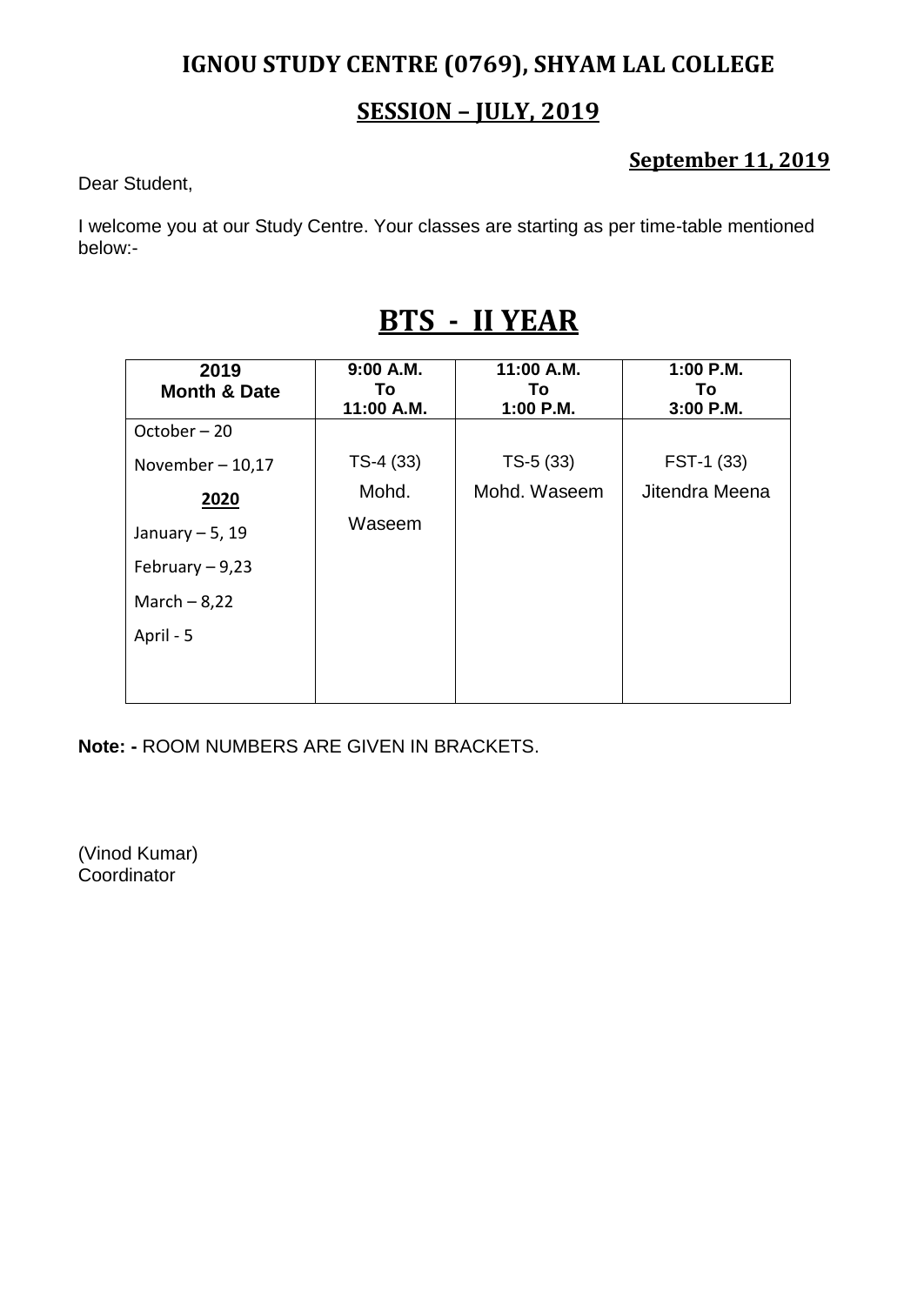# IGNOU STUDY CENTRE (0769), SHYAM LAL COLLEGE

## SESSION – JULY, 2019

**September 11, 2019**

Dear Student,

I welcome you at our Study Centre. Your classes are starting as per time-table mentioned below:-

## BTS - II YEAR

| 2019 Month & Date | 9:00 A.M. To 11:00 A.M. | 11:00 A.M. To 1:00 P.M. | 1:00 P.M. To 3:00 P.M. |
|---|---|---|---|
| October – 20<br>November – 10,17<br>**2020**<br>January – 5, 19<br>February – 9,23<br>March – 8,22<br>April - 5 | TS-4 (33)<br>Mohd. Waseem | TS-5 (33)<br>Mohd. Waseem | FST-1 (33)<br>Jitendra Meena |

**Note: -** ROOM NUMBERS ARE GIVEN IN BRACKETS.

(Vinod Kumar)
Coordinator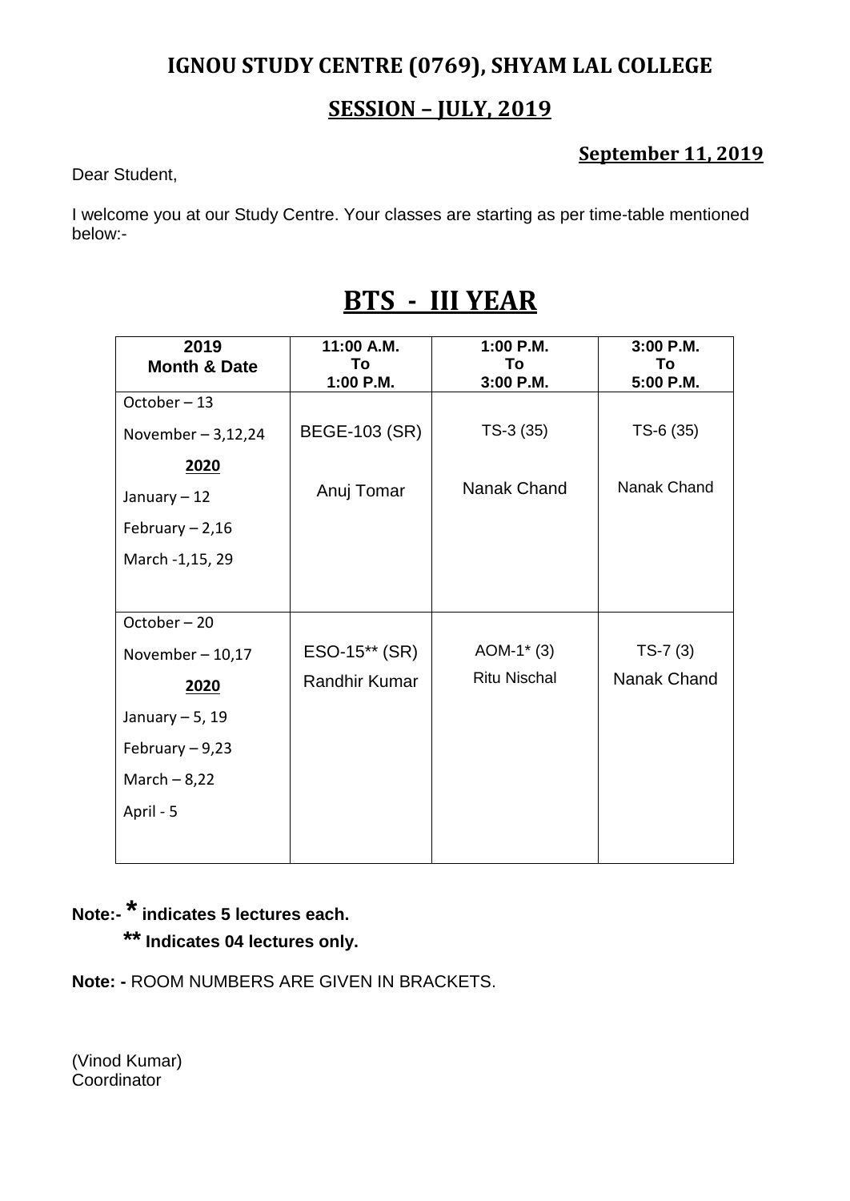## IGNOU STUDY CENTRE (0769), SHYAM LAL COLLEGE

## SESSION – JULY, 2019

**September 11, 2019**

Dear Student,

I welcome you at our Study Centre. Your classes are starting as per time-table mentioned below:-

# BTS - III YEAR

| 2019 Month & Date | 11:00 A.M. To 1:00 P.M. | 1:00 P.M. To 3:00 P.M. | 3:00 P.M. To 5:00 P.M. |
|---|---|---|---|
| October – 13<br>November – 3,12,24<br>**2020**<br>January – 12<br>February – 2,16<br>March -1,15, 29 | BEGE-103 (SR)<br>Anuj Tomar | TS-3 (35)<br>Nanak Chand | TS-6 (35)<br>Nanak Chand |
| October – 20<br>November – 10,17<br>**2020**<br>January – 5, 19<br>February – 9,23<br>March – 8,22<br>April - 5 | ESO-15** (SR)<br>Randhir Kumar | AOM-1* (3)<br>Ritu Nischal | TS-7 (3)<br>Nanak Chand |

**Note:- * indicates 5 lectures each.**

**** Indicates 04 lectures only.**

**Note: -** ROOM NUMBERS ARE GIVEN IN BRACKETS.

(Vinod Kumar)
Coordinator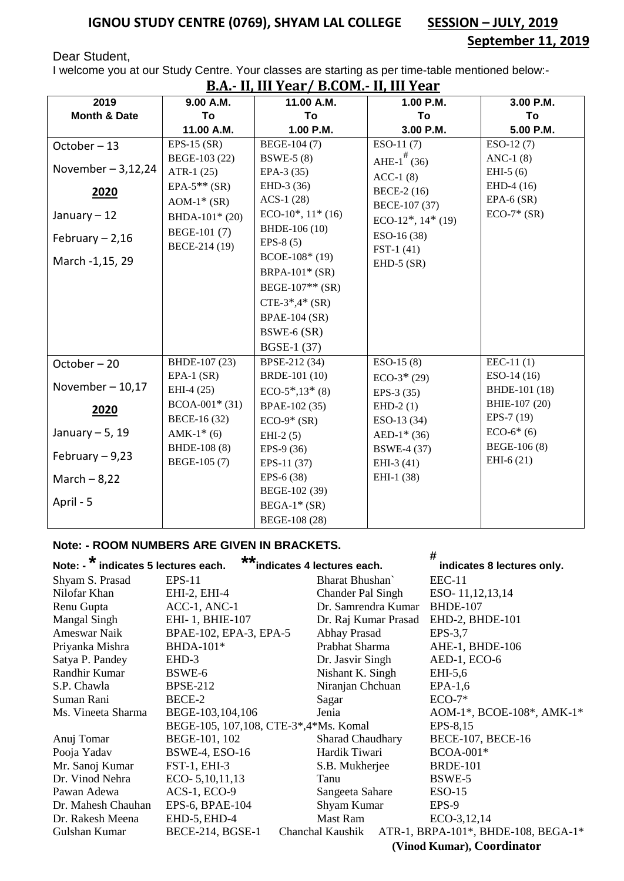**IGNOU STUDY CENTRE (0769), SHYAM LAL COLLEGE** **SESSION – JULY, 2019**

**September 11, 2019**

Dear Student,

I welcome you at our Study Centre. Your classes are starting as per time-table mentioned below:-

## B.A.- II, III Year/ B.COM.- II, III Year

| 2019 Month & Date | 9.00 A.M. To 11.00 A.M. | 11.00 A.M. To 1.00 P.M. | 1.00 P.M. To 3.00 P.M. | 3.00 P.M. To 5.00 P.M. |
|---|---|---|---|---|
| October – 13<br>November – 3,12,24<br>**2020**<br>January – 12<br>February – 2,16<br>March -1,15, 29 | EPS-15 (SR)<br>BEGE-103 (22)<br>ATR-1 (25)<br>EPA-5** (SR)<br>AOM-1* (SR)<br>BHDA-101* (20)<br>BEGE-101 (7)<br>BECE-214 (19) | BEGE-104 (7)<br>BSWE-5 (8)<br>EPA-3 (35)<br>EHD-3 (36)<br>ACS-1 (28)<br>ECO-10*, 11* (16)<br>BHDE-106 (10)<br>EPS-8 (5)<br>BCOE-108* (19)<br>BRPA-101* (SR)<br>BEGE-107** (SR)<br>CTE-3*,4* (SR)<br>BPAE-104 (SR)<br>BSWE-6 (SR)<br>BGSE-1 (37) | ESO-11 (7)<br>AHE-1# (36)<br>ACC-1 (8)<br>BECE-2 (16)<br>BECE-107 (37)<br>ECO-12*, 14* (19)<br>ESO-16 (38)<br>FST-1 (41)<br>EHD-5 (SR) | ESO-12 (7)<br>ANC-1 (8)<br>EHI-5 (6)<br>EHD-4 (16)<br>EPA-6 (SR)<br>ECO-7* (SR) |
| October – 20<br>November – 10,17<br>**2020**<br>January – 5, 19<br>February – 9,23<br>March – 8,22<br>April - 5 | BHDE-107 (23)<br>EPA-1 (SR)<br>EHI-4 (25)<br>BCOA-001* (31)<br>BECE-16 (32)<br>AMK-1* (6)<br>BHDE-108 (8)<br>BEGE-105 (7) | BPSE-212 (34)<br>BRDE-101 (10)<br>ECO-5*,13* (8)<br>BPAE-102 (35)<br>ECO-9* (SR)<br>EHI-2 (5)<br>EPS-9 (36)<br>EPS-11 (37)<br>EPS-6 (38)<br>BEGE-102 (39)<br>BEGA-1* (SR)<br>BEGE-108 (28) | ESO-15 (8)<br>ECO-3* (29)<br>EPS-3 (35)<br>EHD-2 (1)<br>ESO-13 (34)<br>AED-1* (36)<br>BSWE-4 (37)<br>EHI-3 (41)<br>EHI-1 (38) | EEC-11 (1)<br>ESO-14 (16)<br>BHDE-101 (18)<br>BHIE-107 (20)<br>EPS-7 (19)<br>ECO-6* (6)<br>BEGE-106 (8)<br>EHI-6 (21) |

**Note: - ROOM NUMBERS ARE GIVEN IN BRACKETS.**

**Note: - * indicates 5 lectures each. ** indicates 4 lectures each. # indicates 8 lectures only.**

| | | | |
|---|---|---|---|
| Shyam S. Prasad | EPS-11 | Bharat Bhushan` | EEC-11 |
| Nilofar Khan | EHI-2, EHI-4 | Chander Pal Singh | ESO- 11,12,13,14 |
| Renu Gupta | ACC-1, ANC-1 | Dr. Samrendra Kumar | BHDE-107 |
| Mangal Singh | EHI- 1, BHIE-107 | Dr. Raj Kumar Prasad | EHD-2, BHDE-101 |
| Ameswar Naik | BPAE-102, EPA-3, EPA-5 | Abhay Prasad | EPS-3,7 |
| Priyanka Mishra | BHDA-101* | Prabhat Sharma | AHE-1, BHDE-106 |
| Satya P. Pandey | EHD-3 | Dr. Jasvir Singh | AED-1, ECO-6 |
| Randhir Kumar | BSWE-6 | Nishant K. Singh | EHI-5,6 |
| S.P. Chawla | BPSE-212 | Niranjan Chchuan | EPA-1,6 |
| Suman Rani | BECE-2 | Sagar | ECO-7* |
| Ms. Vineeta Sharma | BEGE-103,104,106 | Jenia | AOM-1*, BCOE-108*, AMK-1* |
| | BEGE-105, 107,108, CTE-3*,4* | Ms. Komal | EPS-8,15 |
| Anuj Tomar | BEGE-101, 102 | Sharad Chaudhary | BECE-107, BECE-16 |
| Pooja Yadav | BSWE-4, ESO-16 | Hardik Tiwari | BCOA-001* |
| Mr. Sanoj Kumar | FST-1, EHI-3 | S.B. Mukherjee | BRDE-101 |
| Dr. Vinod Nehra | ECO- 5,10,11,13 | Tanu | BSWE-5 |
| Pawan Adewa | ACS-1, ECO-9 | Sangeeta Sahare | ESO-15 |
| Dr. Mahesh Chauhan | EPS-6, BPAE-104 | Shyam Kumar | EPS-9 |
| Dr. Rakesh Meena | EHD-5, EHD-4 | Mast Ram | ECO-3,12,14 |
| Gulshan Kumar | BECE-214, BGSE-1 | Chanchal Kaushik | ATR-1, BRPA-101*, BHDE-108, BEGA-1* |

**(Vinod Kumar), Coordinator**